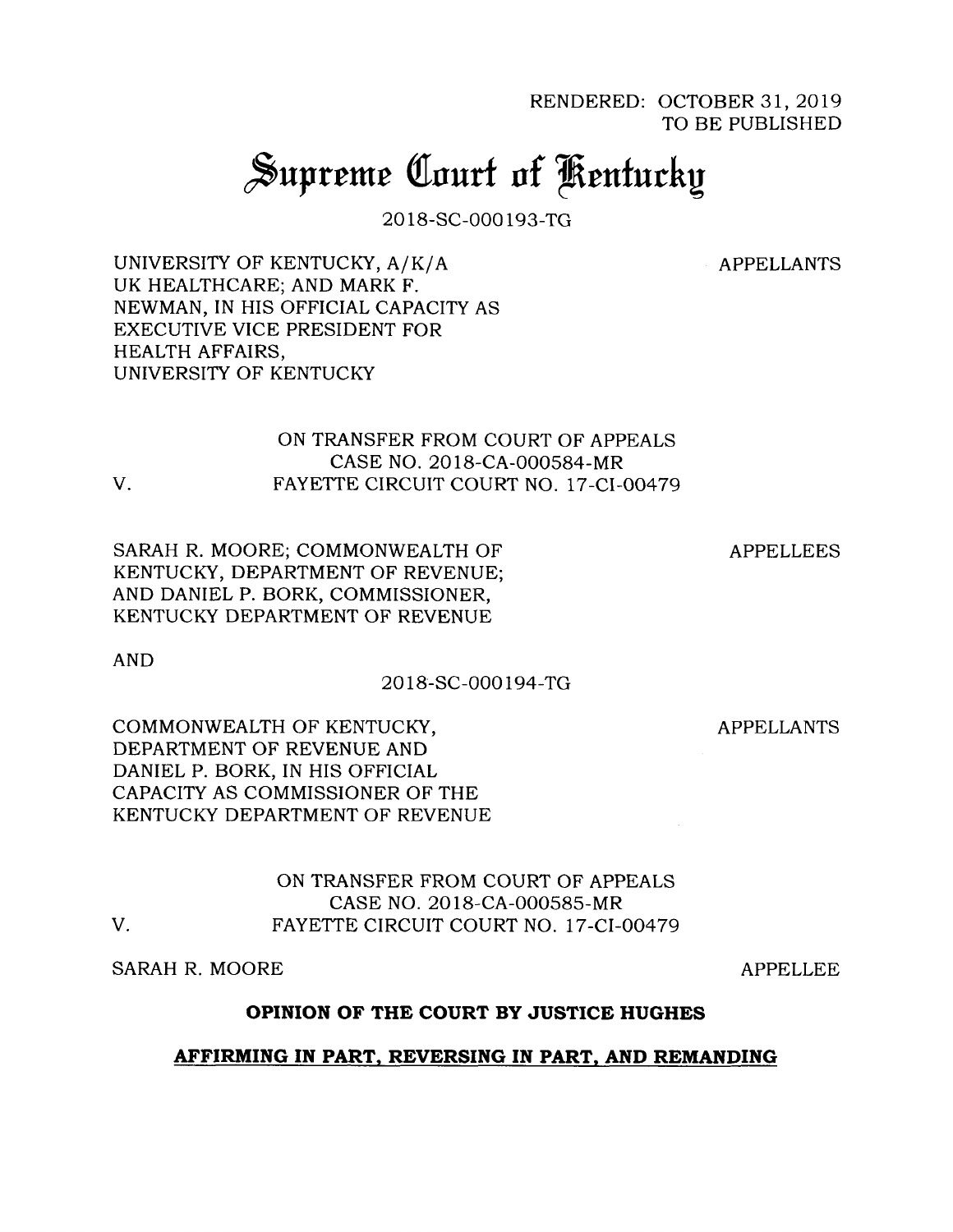RENDERED: OCTOBER 31, 2019
TO BE PUBLISHED

# Supreme Court of Kentucky

2018-SC-000193-TG

UNIVERSITY OF KENTUCKY, A/K/A UK HEALTHCARE; AND MARK F. NEWMAN, IN HIS OFFICIAL CAPACITY AS EXECUTIVE VICE PRESIDENT FOR HEALTH AFFAIRS, UNIVERSITY OF KENTUCKY — APPELLANTS

ON TRANSFER FROM COURT OF APPEALS
CASE NO. 2018-CA-000584-MR
V. FAYETTE CIRCUIT COURT NO. 17-CI-00479

SARAH R. MOORE; COMMONWEALTH OF KENTUCKY, DEPARTMENT OF REVENUE; AND DANIEL P. BORK, COMMISSIONER, KENTUCKY DEPARTMENT OF REVENUE — APPELLEES

AND

2018-SC-000194-TG

COMMONWEALTH OF KENTUCKY, DEPARTMENT OF REVENUE AND DANIEL P. BORK, IN HIS OFFICIAL CAPACITY AS COMMISSIONER OF THE KENTUCKY DEPARTMENT OF REVENUE — APPELLANTS

ON TRANSFER FROM COURT OF APPEALS
CASE NO. 2018-CA-000585-MR
V. FAYETTE CIRCUIT COURT NO. 17-CI-00479

SARAH R. MOORE — APPELLEE

**OPINION OF THE COURT BY JUSTICE HUGHES**

**AFFIRMING IN PART, REVERSING IN PART, AND REMANDING**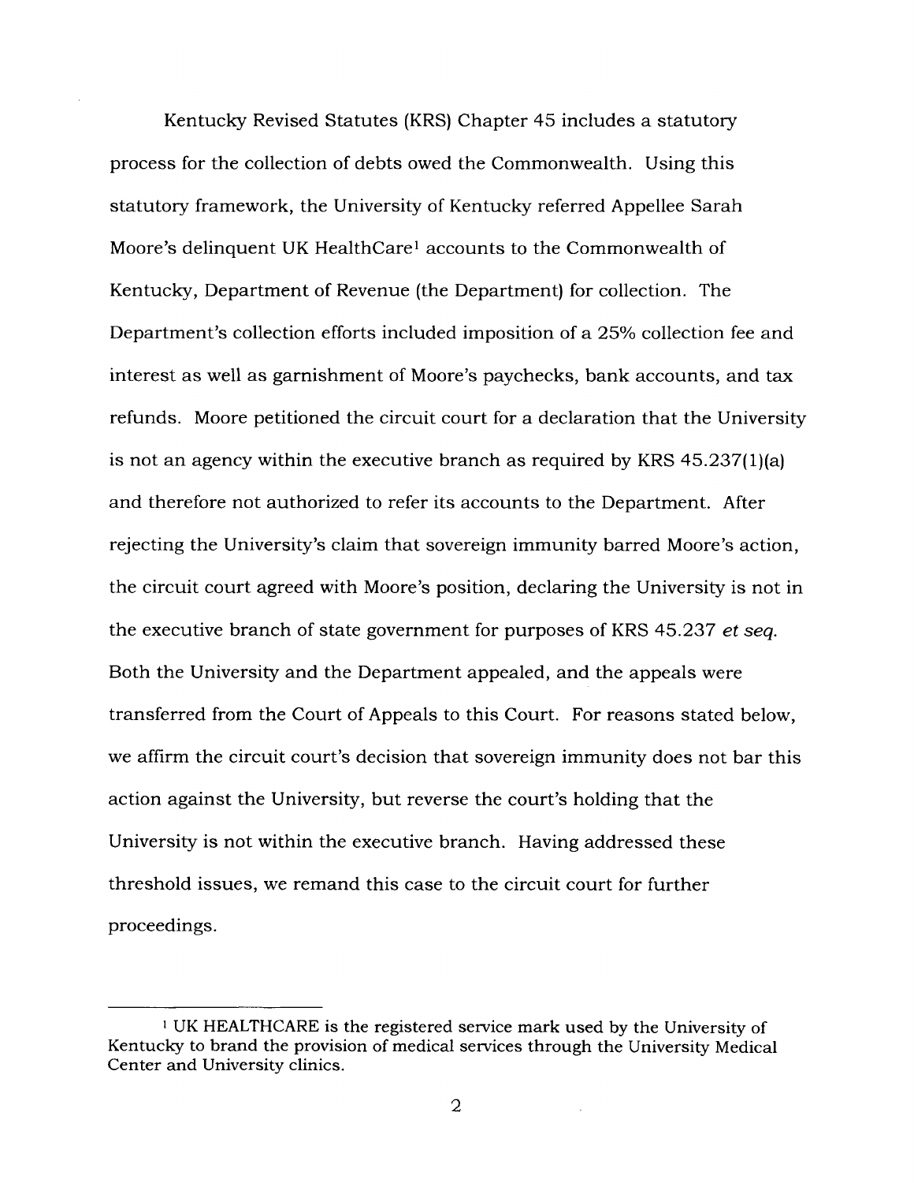Kentucky Revised Statutes (KRS) Chapter 45 includes a statutory process for the collection of debts owed the Commonwealth. Using this statutory framework, the University of Kentucky referred Appellee Sarah Moore's delinquent UK HealthCare[1] accounts to the Commonwealth of Kentucky, Department of Revenue (the Department) for collection. The Department's collection efforts included imposition of a 25% collection fee and interest as well as garnishment of Moore's paychecks, bank accounts, and tax refunds. Moore petitioned the circuit court for a declaration that the University is not an agency within the executive branch as required by KRS 45.237(1)(a) and therefore not authorized to refer its accounts to the Department. After rejecting the University's claim that sovereign immunity barred Moore's action, the circuit court agreed with Moore's position, declaring the University is not in the executive branch of state government for purposes of KRS 45.237 *et seq.* Both the University and the Department appealed, and the appeals were transferred from the Court of Appeals to this Court. For reasons stated below, we affirm the circuit court's decision that sovereign immunity does not bar this action against the University, but reverse the court's holding that the University is not within the executive branch. Having addressed these threshold issues, we remand this case to the circuit court for further proceedings.

---

[1] UK HEALTHCARE is the registered service mark used by the University of Kentucky to brand the provision of medical services through the University Medical Center and University clinics.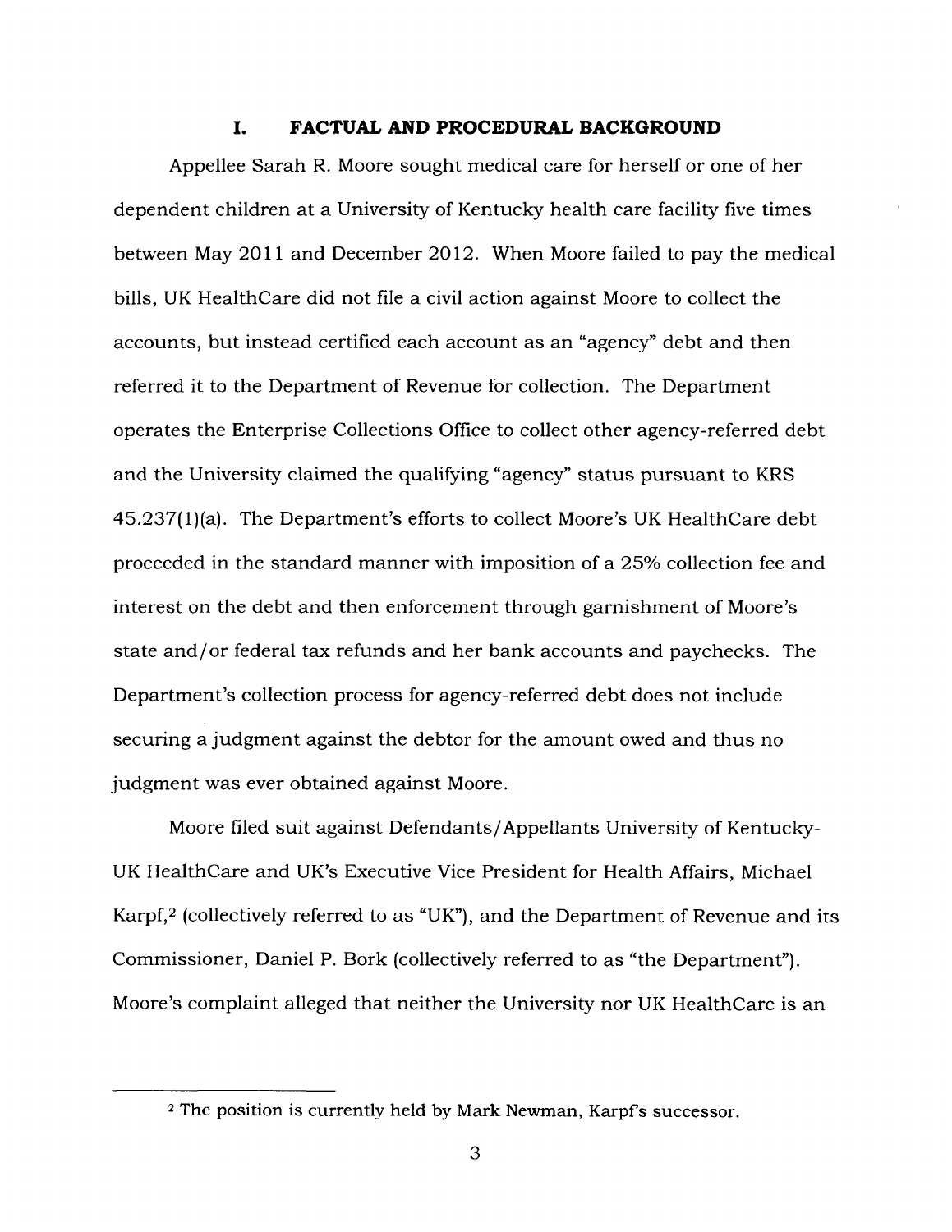## I. FACTUAL AND PROCEDURAL BACKGROUND

Appellee Sarah R. Moore sought medical care for herself or one of her dependent children at a University of Kentucky health care facility five times between May 2011 and December 2012. When Moore failed to pay the medical bills, UK HealthCare did not file a civil action against Moore to collect the accounts, but instead certified each account as an "agency" debt and then referred it to the Department of Revenue for collection. The Department operates the Enterprise Collections Office to collect other agency-referred debt and the University claimed the qualifying "agency" status pursuant to KRS 45.237(1)(a). The Department's efforts to collect Moore's UK HealthCare debt proceeded in the standard manner with imposition of a 25% collection fee and interest on the debt and then enforcement through garnishment of Moore's state and/or federal tax refunds and her bank accounts and paychecks. The Department's collection process for agency-referred debt does not include securing a judgment against the debtor for the amount owed and thus no judgment was ever obtained against Moore.

Moore filed suit against Defendants/Appellants University of Kentucky-UK HealthCare and UK's Executive Vice President for Health Affairs, Michael Karpf,[2] (collectively referred to as "UK"), and the Department of Revenue and its Commissioner, Daniel P. Bork (collectively referred to as "the Department"). Moore's complaint alleged that neither the University nor UK HealthCare is an

---

[2] The position is currently held by Mark Newman, Karpf's successor.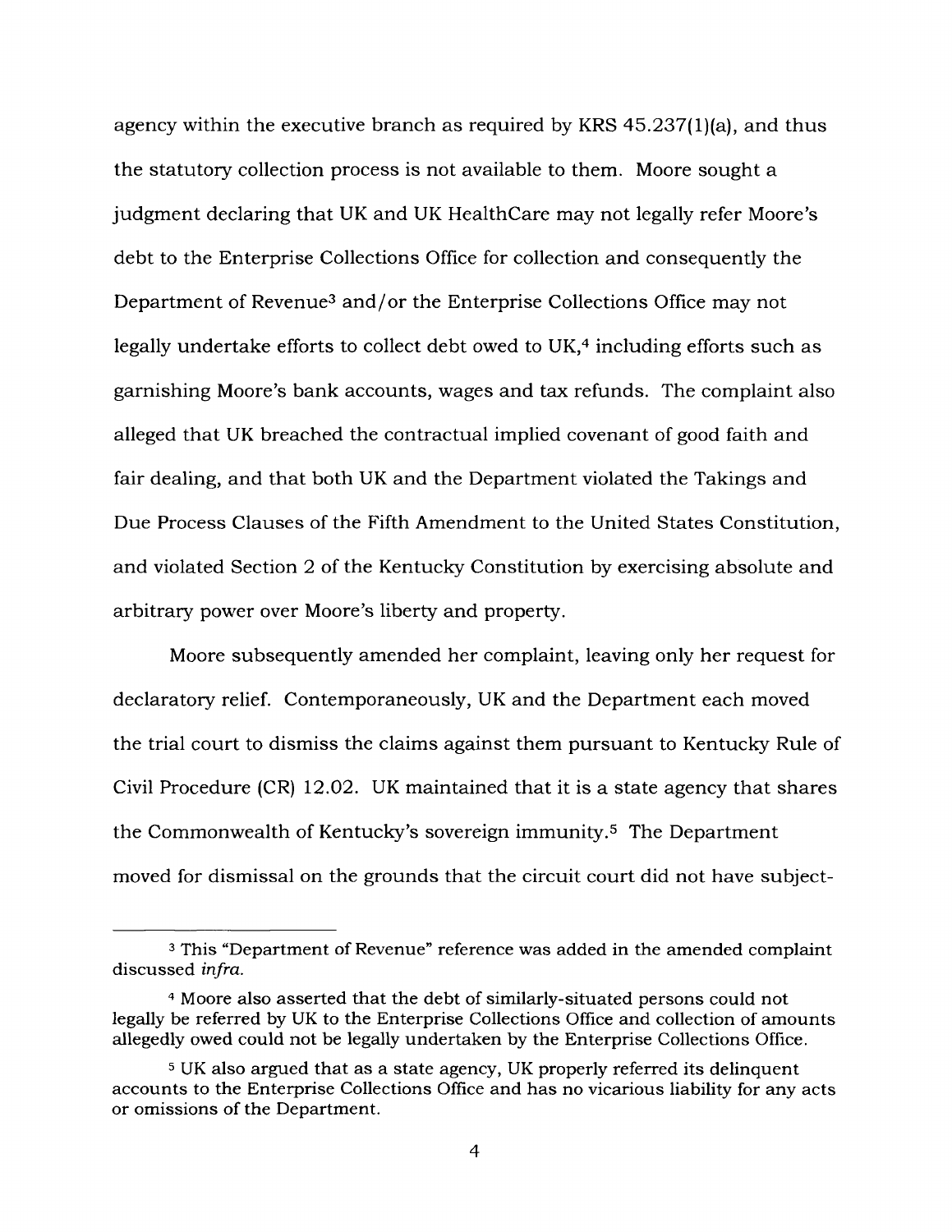agency within the executive branch as required by KRS 45.237(1)(a), and thus the statutory collection process is not available to them. Moore sought a judgment declaring that UK and UK HealthCare may not legally refer Moore's debt to the Enterprise Collections Office for collection and consequently the Department of Revenue[3] and/or the Enterprise Collections Office may not legally undertake efforts to collect debt owed to UK,[4] including efforts such as garnishing Moore's bank accounts, wages and tax refunds. The complaint also alleged that UK breached the contractual implied covenant of good faith and fair dealing, and that both UK and the Department violated the Takings and Due Process Clauses of the Fifth Amendment to the United States Constitution, and violated Section 2 of the Kentucky Constitution by exercising absolute and arbitrary power over Moore's liberty and property.

Moore subsequently amended her complaint, leaving only her request for declaratory relief. Contemporaneously, UK and the Department each moved the trial court to dismiss the claims against them pursuant to Kentucky Rule of Civil Procedure (CR) 12.02. UK maintained that it is a state agency that shares the Commonwealth of Kentucky's sovereign immunity.[5] The Department moved for dismissal on the grounds that the circuit court did not have subject-

---

[3] This "Department of Revenue" reference was added in the amended complaint discussed *infra*.

[4] Moore also asserted that the debt of similarly-situated persons could not legally be referred by UK to the Enterprise Collections Office and collection of amounts allegedly owed could not be legally undertaken by the Enterprise Collections Office.

[5] UK also argued that as a state agency, UK properly referred its delinquent accounts to the Enterprise Collections Office and has no vicarious liability for any acts or omissions of the Department.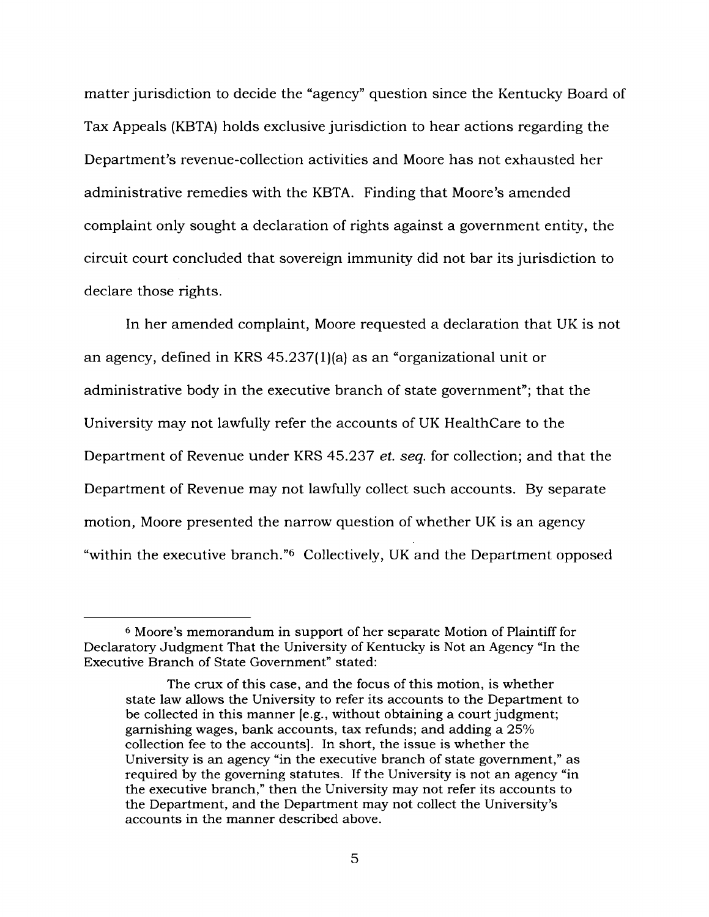matter jurisdiction to decide the "agency" question since the Kentucky Board of Tax Appeals (KBTA) holds exclusive jurisdiction to hear actions regarding the Department's revenue-collection activities and Moore has not exhausted her administrative remedies with the KBTA. Finding that Moore's amended complaint only sought a declaration of rights against a government entity, the circuit court concluded that sovereign immunity did not bar its jurisdiction to declare those rights.

In her amended complaint, Moore requested a declaration that UK is not an agency, defined in KRS 45.237(1)(a) as an "organizational unit or administrative body in the executive branch of state government"; that the University may not lawfully refer the accounts of UK HealthCare to the Department of Revenue under KRS 45.237 *et. seq.* for collection; and that the Department of Revenue may not lawfully collect such accounts. By separate motion, Moore presented the narrow question of whether UK is an agency "within the executive branch."[6] Collectively, UK and the Department opposed

---

[6] Moore's memorandum in support of her separate Motion of Plaintiff for Declaratory Judgment That the University of Kentucky is Not an Agency "In the Executive Branch of State Government" stated:

> The crux of this case, and the focus of this motion, is whether state law allows the University to refer its accounts to the Department to be collected in this manner [e.g., without obtaining a court judgment; garnishing wages, bank accounts, tax refunds; and adding a 25% collection fee to the accounts]. In short, the issue is whether the University is an agency "in the executive branch of state government," as required by the governing statutes. If the University is not an agency "in the executive branch," then the University may not refer its accounts to the Department, and the Department may not collect the University's accounts in the manner described above.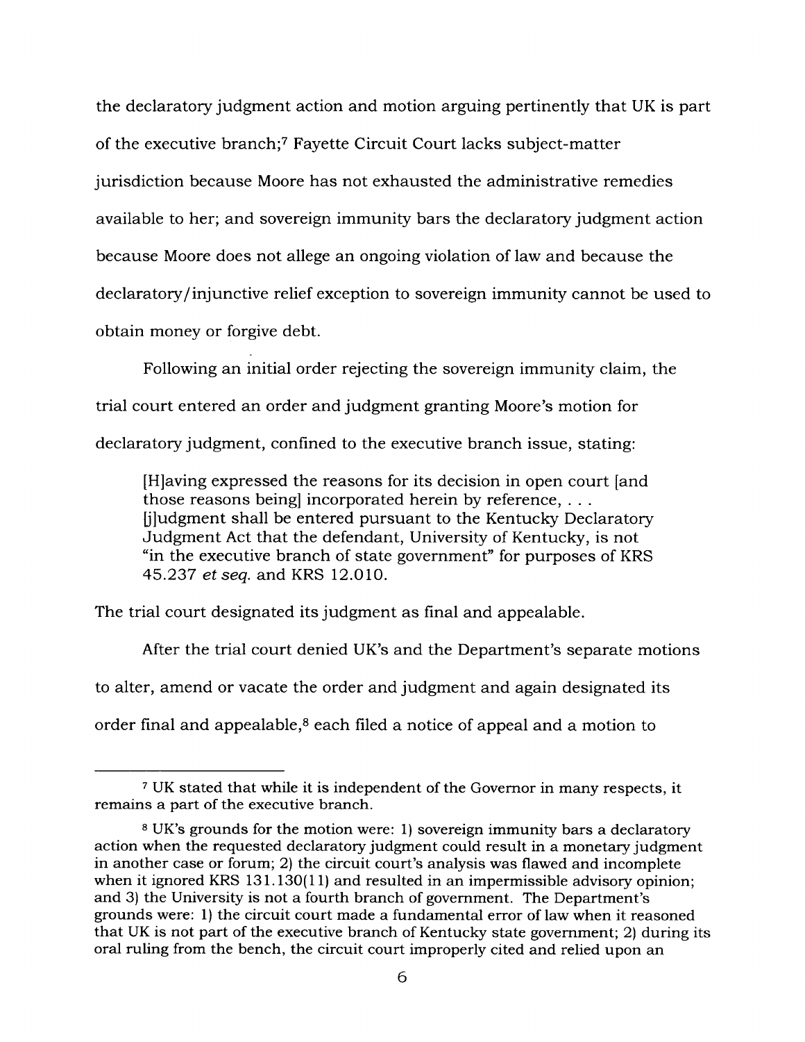the declaratory judgment action and motion arguing pertinently that UK is part of the executive branch;[7] Fayette Circuit Court lacks subject-matter jurisdiction because Moore has not exhausted the administrative remedies available to her; and sovereign immunity bars the declaratory judgment action because Moore does not allege an ongoing violation of law and because the declaratory/injunctive relief exception to sovereign immunity cannot be used to obtain money or forgive debt.

Following an initial order rejecting the sovereign immunity claim, the trial court entered an order and judgment granting Moore's motion for declaratory judgment, confined to the executive branch issue, stating:

> [H]aving expressed the reasons for its decision in open court [and those reasons being] incorporated herein by reference, . . . [j]udgment shall be entered pursuant to the Kentucky Declaratory Judgment Act that the defendant, University of Kentucky, is not "in the executive branch of state government" for purposes of KRS 45.237 *et seq.* and KRS 12.010.

The trial court designated its judgment as final and appealable.

After the trial court denied UK's and the Department's separate motions to alter, amend or vacate the order and judgment and again designated its order final and appealable,[8] each filed a notice of appeal and a motion to

---

[7] UK stated that while it is independent of the Governor in many respects, it remains a part of the executive branch.

[8] UK's grounds for the motion were: 1) sovereign immunity bars a declaratory action when the requested declaratory judgment could result in a monetary judgment in another case or forum; 2) the circuit court's analysis was flawed and incomplete when it ignored KRS 131.130(11) and resulted in an impermissible advisory opinion; and 3) the University is not a fourth branch of government. The Department's grounds were: 1) the circuit court made a fundamental error of law when it reasoned that UK is not part of the executive branch of Kentucky state government; 2) during its oral ruling from the bench, the circuit court improperly cited and relied upon an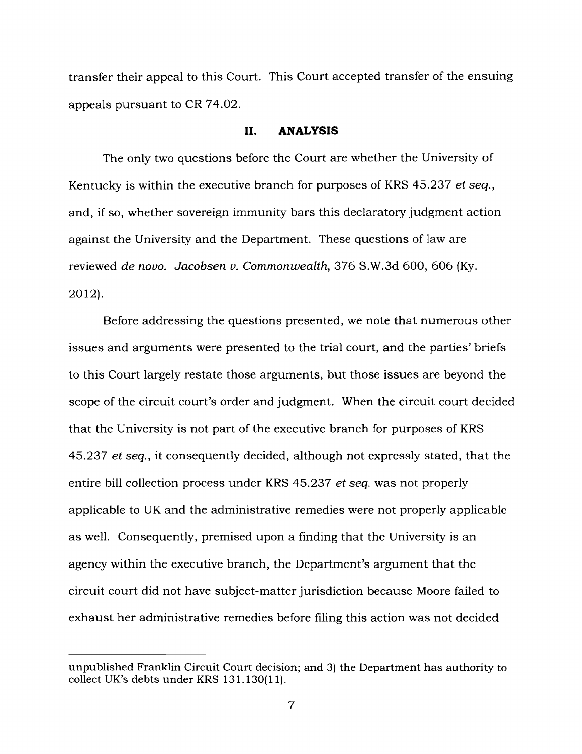transfer their appeal to this Court. This Court accepted transfer of the ensuing appeals pursuant to CR 74.02.

## II. ANALYSIS

The only two questions before the Court are whether the University of Kentucky is within the executive branch for purposes of KRS 45.237 *et seq.*, and, if so, whether sovereign immunity bars this declaratory judgment action against the University and the Department. These questions of law are reviewed *de novo*. *Jacobsen v. Commonwealth*, 376 S.W.3d 600, 606 (Ky. 2012).

Before addressing the questions presented, we note that numerous other issues and arguments were presented to the trial court, and the parties' briefs to this Court largely restate those arguments, but those issues are beyond the scope of the circuit court's order and judgment. When the circuit court decided that the University is not part of the executive branch for purposes of KRS 45.237 *et seq.*, it consequently decided, although not expressly stated, that the entire bill collection process under KRS 45.237 *et seq.* was not properly applicable to UK and the administrative remedies were not properly applicable as well. Consequently, premised upon a finding that the University is an agency within the executive branch, the Department's argument that the circuit court did not have subject-matter jurisdiction because Moore failed to exhaust her administrative remedies before filing this action was not decided

---

unpublished Franklin Circuit Court decision; and 3) the Department has authority to collect UK's debts under KRS 131.130(11).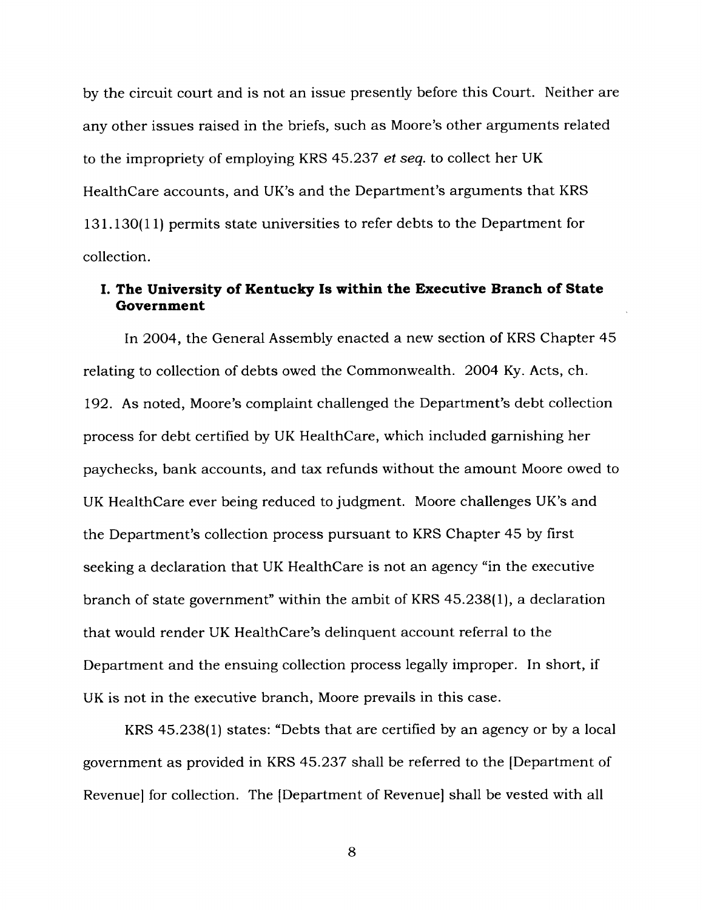by the circuit court and is not an issue presently before this Court. Neither are any other issues raised in the briefs, such as Moore's other arguments related to the impropriety of employing KRS 45.237 *et seq.* to collect her UK HealthCare accounts, and UK's and the Department's arguments that KRS 131.130(11) permits state universities to refer debts to the Department for collection.

## I. The University of Kentucky Is within the Executive Branch of State Government

In 2004, the General Assembly enacted a new section of KRS Chapter 45 relating to collection of debts owed the Commonwealth. 2004 Ky. Acts, ch. 192. As noted, Moore's complaint challenged the Department's debt collection process for debt certified by UK HealthCare, which included garnishing her paychecks, bank accounts, and tax refunds without the amount Moore owed to UK HealthCare ever being reduced to judgment. Moore challenges UK's and the Department's collection process pursuant to KRS Chapter 45 by first seeking a declaration that UK HealthCare is not an agency "in the executive branch of state government" within the ambit of KRS 45.238(1), a declaration that would render UK HealthCare's delinquent account referral to the Department and the ensuing collection process legally improper. In short, if UK is not in the executive branch, Moore prevails in this case.

KRS 45.238(1) states: "Debts that are certified by an agency or by a local government as provided in KRS 45.237 shall be referred to the [Department of Revenue] for collection. The [Department of Revenue] shall be vested with all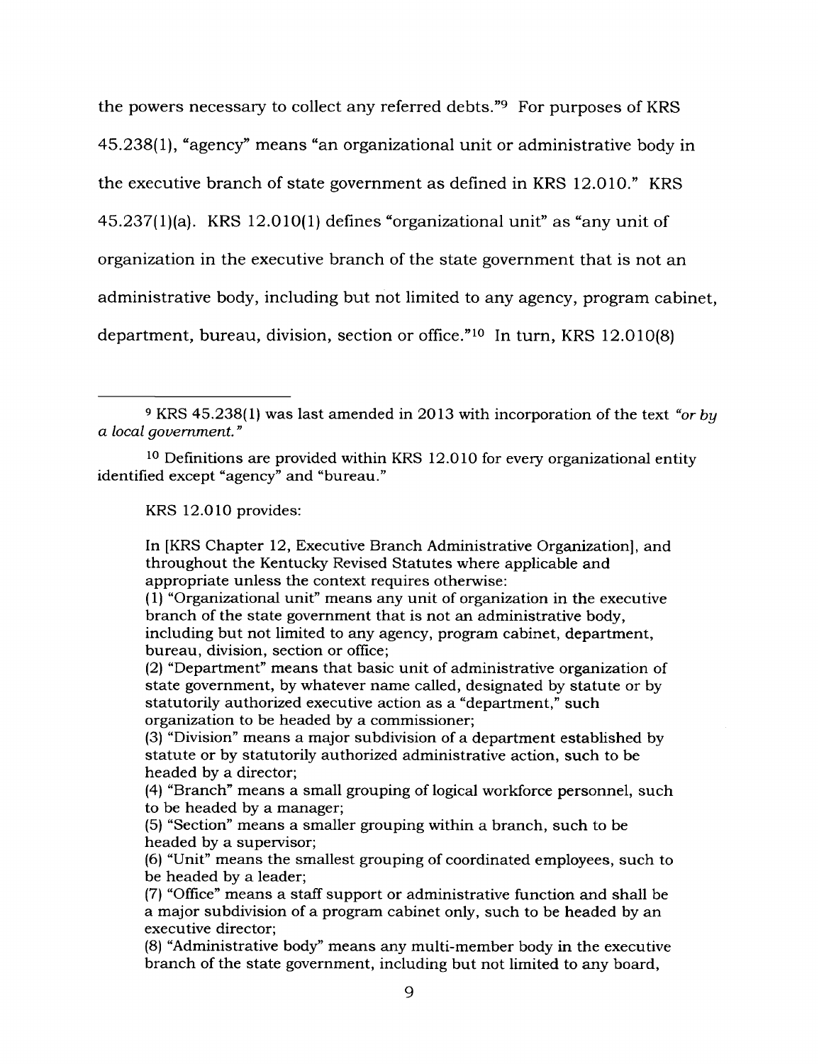the powers necessary to collect any referred debts."[9] For purposes of KRS 45.238(1), "agency" means "an organizational unit or administrative body in the executive branch of state government as defined in KRS 12.010." KRS 45.237(1)(a). KRS 12.010(1) defines "organizational unit" as "any unit of organization in the executive branch of the state government that is not an administrative body, including but not limited to any agency, program cabinet, department, bureau, division, section or office."[10] In turn, KRS 12.010(8)

---

[9] KRS 45.238(1) was last amended in 2013 with incorporation of the text *"or by a local government."*

[10] Definitions are provided within KRS 12.010 for every organizational entity identified except "agency" and "bureau."

KRS 12.010 provides:

> In [KRS Chapter 12, Executive Branch Administrative Organization], and throughout the Kentucky Revised Statutes where applicable and appropriate unless the context requires otherwise:
> (1) "Organizational unit" means any unit of organization in the executive branch of the state government that is not an administrative body, including but not limited to any agency, program cabinet, department, bureau, division, section or office;
> (2) "Department" means that basic unit of administrative organization of state government, by whatever name called, designated by statute or by statutorily authorized executive action as a "department," such organization to be headed by a commissioner;
> (3) "Division" means a major subdivision of a department established by statute or by statutorily authorized administrative action, such to be headed by a director;
> (4) "Branch" means a small grouping of logical workforce personnel, such to be headed by a manager;
> (5) "Section" means a smaller grouping within a branch, such to be headed by a supervisor;
> (6) "Unit" means the smallest grouping of coordinated employees, such to be headed by a leader;
> (7) "Office" means a staff support or administrative function and shall be a major subdivision of a program cabinet only, such to be headed by an executive director;
> (8) "Administrative body" means any multi-member body in the executive branch of the state government, including but not limited to any board,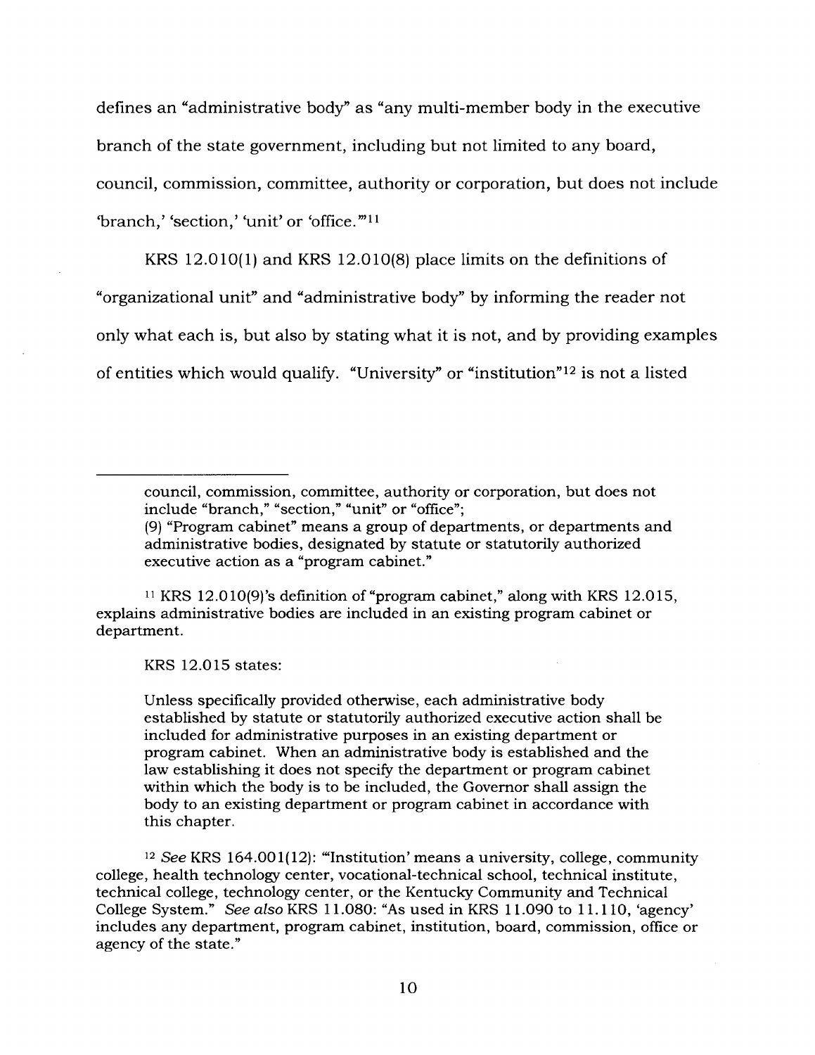defines an "administrative body" as "any multi-member body in the executive branch of the state government, including but not limited to any board, council, commission, committee, authority or corporation, but does not include 'branch,' 'section,' 'unit' or 'office.'"[11]

KRS 12.010(1) and KRS 12.010(8) place limits on the definitions of "organizational unit" and "administrative body" by informing the reader not only what each is, but also by stating what it is not, and by providing examples of entities which would qualify. "University" or "institution"[12] is not a listed

---

> council, commission, committee, authority or corporation, but does not include "branch," "section," "unit" or "office";
> (9) "Program cabinet" means a group of departments, or departments and administrative bodies, designated by statute or statutorily authorized executive action as a "program cabinet."

[11] KRS 12.010(9)'s definition of "program cabinet," along with KRS 12.015, explains administrative bodies are included in an existing program cabinet or department.

KRS 12.015 states:

> Unless specifically provided otherwise, each administrative body established by statute or statutorily authorized executive action shall be included for administrative purposes in an existing department or program cabinet. When an administrative body is established and the law establishing it does not specify the department or program cabinet within which the body is to be included, the Governor shall assign the body to an existing department or program cabinet in accordance with this chapter.

[12] *See* KRS 164.001(12): "'Institution' means a university, college, community college, health technology center, vocational-technical school, technical institute, technical college, technology center, or the Kentucky Community and Technical College System." *See also* KRS 11.080: "As used in KRS 11.090 to 11.110, 'agency' includes any department, program cabinet, institution, board, commission, office or agency of the state."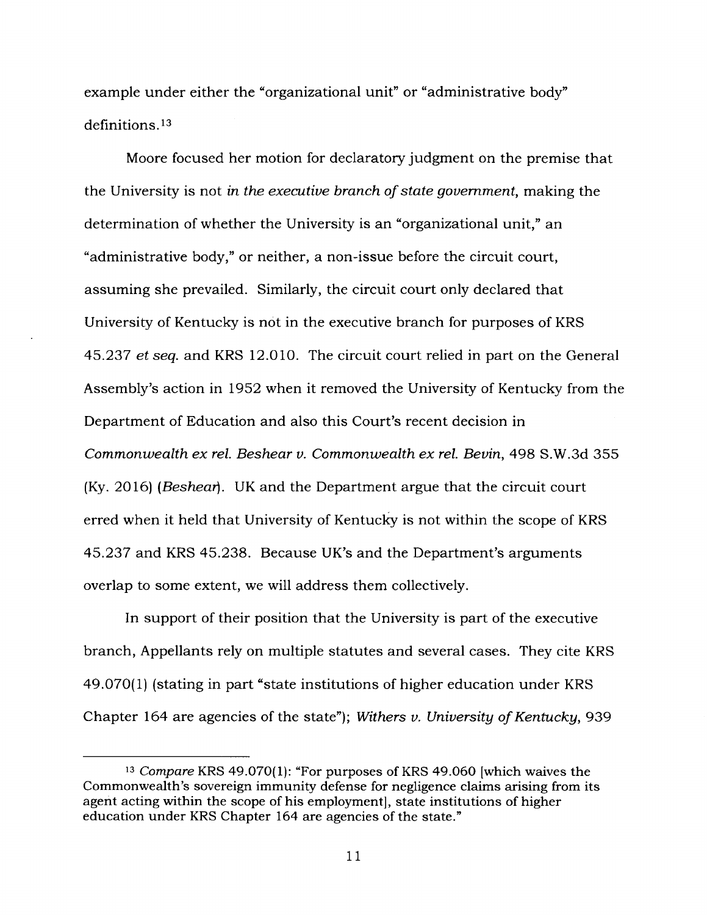example under either the "organizational unit" or "administrative body" definitions.[13]

Moore focused her motion for declaratory judgment on the premise that the University is not *in the executive branch of state government*, making the determination of whether the University is an "organizational unit," an "administrative body," or neither, a non-issue before the circuit court, assuming she prevailed. Similarly, the circuit court only declared that University of Kentucky is not in the executive branch for purposes of KRS 45.237 *et seq.* and KRS 12.010. The circuit court relied in part on the General Assembly's action in 1952 when it removed the University of Kentucky from the Department of Education and also this Court's recent decision in *Commonwealth ex rel. Beshear v. Commonwealth ex rel. Bevin*, 498 S.W.3d 355 (Ky. 2016) (*Beshear*). UK and the Department argue that the circuit court erred when it held that University of Kentucky is not within the scope of KRS 45.237 and KRS 45.238. Because UK's and the Department's arguments overlap to some extent, we will address them collectively.

In support of their position that the University is part of the executive branch, Appellants rely on multiple statutes and several cases. They cite KRS 49.070(1) (stating in part "state institutions of higher education under KRS Chapter 164 are agencies of the state"); *Withers v. University of Kentucky*, 939

---

[13] *Compare* KRS 49.070(1): "For purposes of KRS 49.060 [which waives the Commonwealth's sovereign immunity defense for negligence claims arising from its agent acting within the scope of his employment], state institutions of higher education under KRS Chapter 164 are agencies of the state."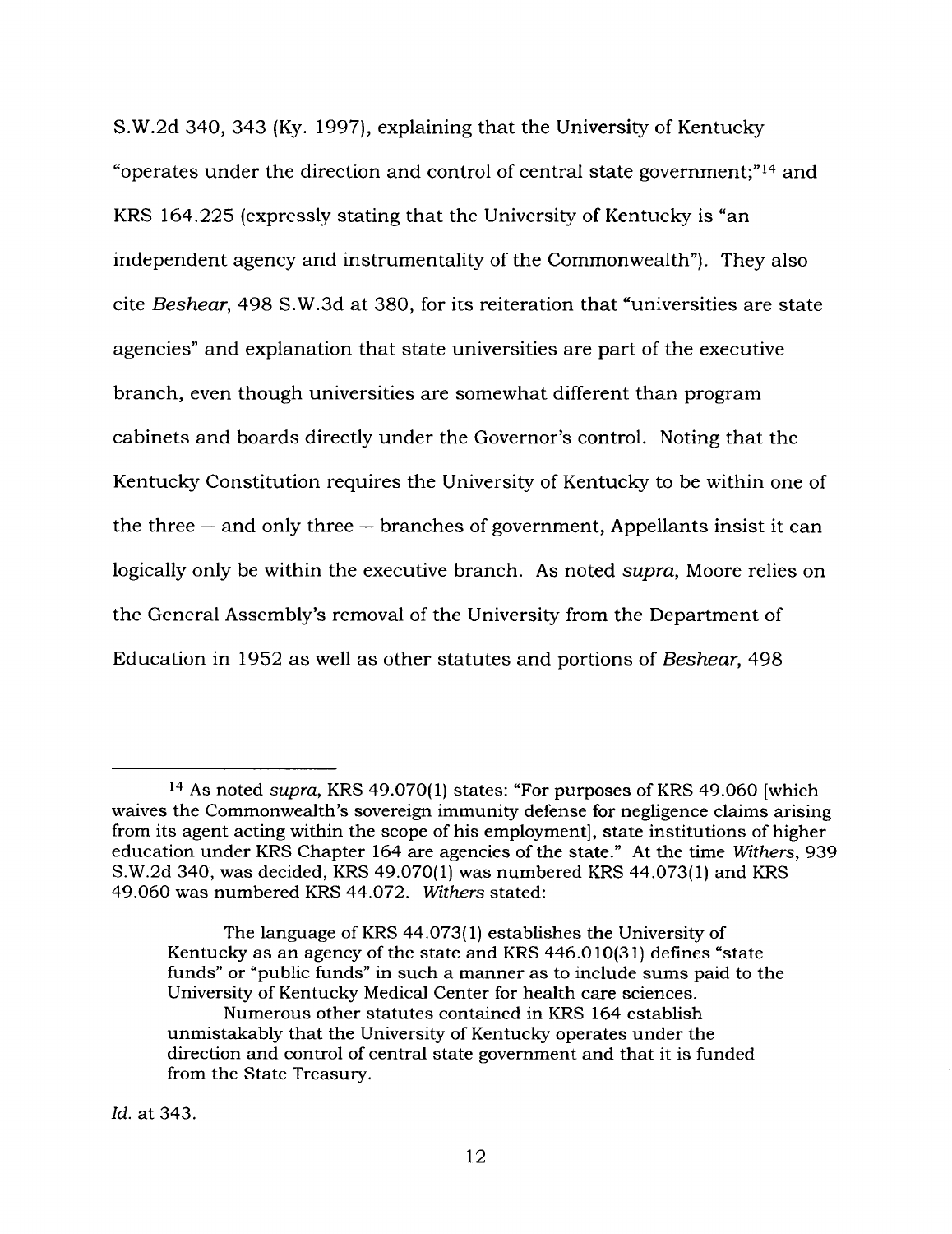S.W.2d 340, 343 (Ky. 1997), explaining that the University of Kentucky "operates under the direction and control of central state government;"[14] and KRS 164.225 (expressly stating that the University of Kentucky is "an independent agency and instrumentality of the Commonwealth"). They also cite *Beshear*, 498 S.W.3d at 380, for its reiteration that "universities are state agencies" and explanation that state universities are part of the executive branch, even though universities are somewhat different than program cabinets and boards directly under the Governor's control. Noting that the Kentucky Constitution requires the University of Kentucky to be within one of the three — and only three — branches of government, Appellants insist it can logically only be within the executive branch. As noted *supra*, Moore relies on the General Assembly's removal of the University from the Department of Education in 1952 as well as other statutes and portions of *Beshear*, 498

---

[14] As noted *supra*, KRS 49.070(1) states: "For purposes of KRS 49.060 [which waives the Commonwealth's sovereign immunity defense for negligence claims arising from its agent acting within the scope of his employment], state institutions of higher education under KRS Chapter 164 are agencies of the state." At the time *Withers*, 939 S.W.2d 340, was decided, KRS 49.070(1) was numbered KRS 44.073(1) and KRS 49.060 was numbered KRS 44.072. *Withers* stated:

> The language of KRS 44.073(1) establishes the University of Kentucky as an agency of the state and KRS 446.010(31) defines "state funds" or "public funds" in such a manner as to include sums paid to the University of Kentucky Medical Center for health care sciences.
>
> Numerous other statutes contained in KRS 164 establish unmistakably that the University of Kentucky operates under the direction and control of central state government and that it is funded from the State Treasury.

*Id.* at 343.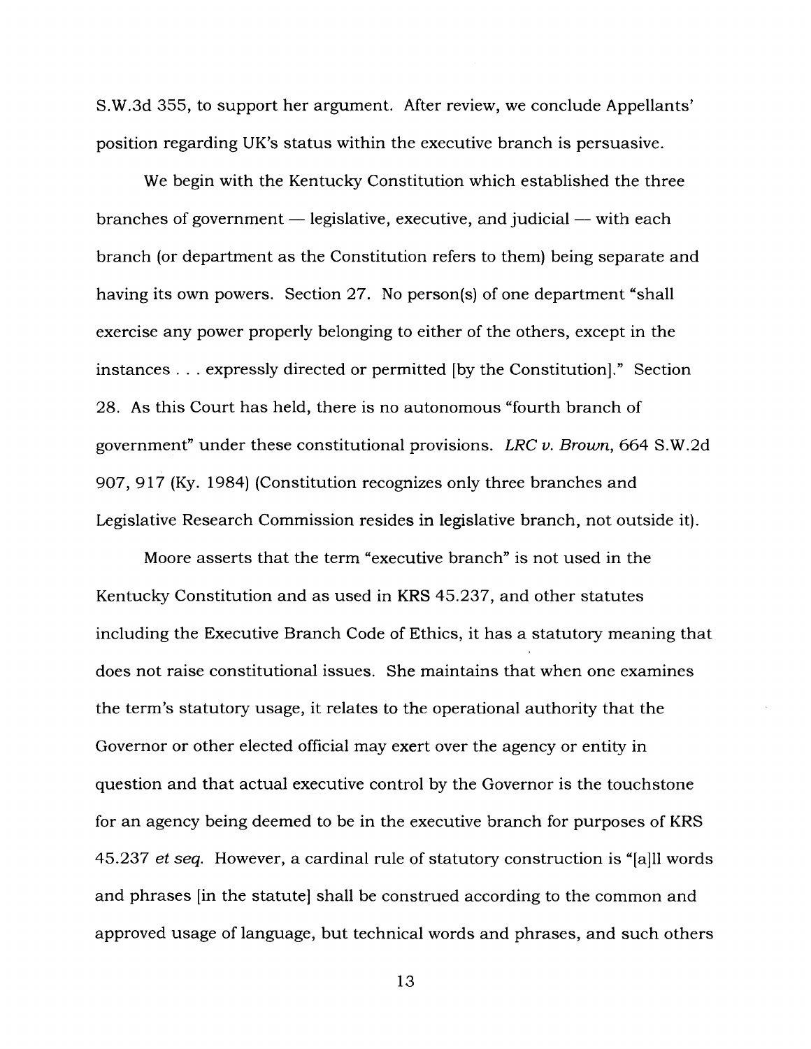S.W.3d 355, to support her argument. After review, we conclude Appellants' position regarding UK's status within the executive branch is persuasive.

We begin with the Kentucky Constitution which established the three branches of government — legislative, executive, and judicial — with each branch (or department as the Constitution refers to them) being separate and having its own powers. Section 27. No person(s) of one department "shall exercise any power properly belonging to either of the others, except in the instances . . . expressly directed or permitted [by the Constitution]." Section 28. As this Court has held, there is no autonomous "fourth branch of government" under these constitutional provisions. *LRC v. Brown*, 664 S.W.2d 907, 917 (Ky. 1984) (Constitution recognizes only three branches and Legislative Research Commission resides in legislative branch, not outside it).

Moore asserts that the term "executive branch" is not used in the Kentucky Constitution and as used in KRS 45.237, and other statutes including the Executive Branch Code of Ethics, it has a statutory meaning that does not raise constitutional issues. She maintains that when one examines the term's statutory usage, it relates to the operational authority that the Governor or other elected official may exert over the agency or entity in question and that actual executive control by the Governor is the touchstone for an agency being deemed to be in the executive branch for purposes of KRS 45.237 *et seq.* However, a cardinal rule of statutory construction is "[a]ll words and phrases [in the statute] shall be construed according to the common and approved usage of language, but technical words and phrases, and such others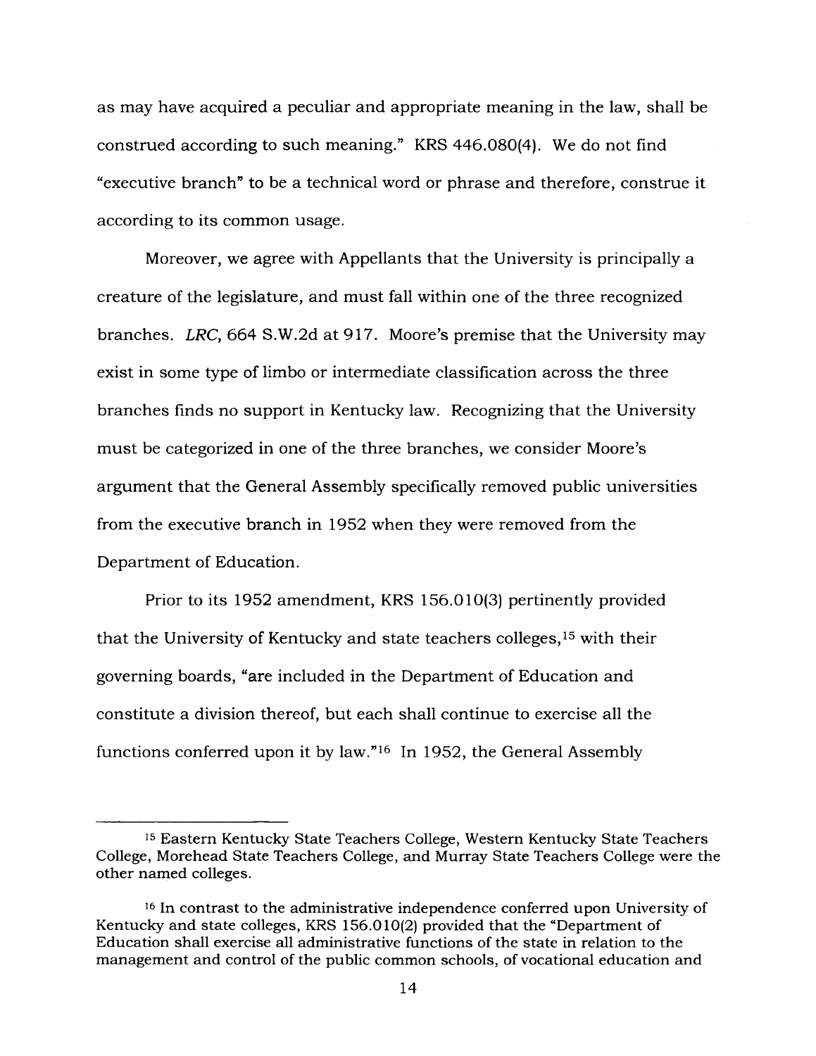as may have acquired a peculiar and appropriate meaning in the law, shall be construed according to such meaning." KRS 446.080(4). We do not find "executive branch" to be a technical word or phrase and therefore, construe it according to its common usage.

Moreover, we agree with Appellants that the University is principally a creature of the legislature, and must fall within one of the three recognized branches. *LRC*, 664 S.W.2d at 917. Moore's premise that the University may exist in some type of limbo or intermediate classification across the three branches finds no support in Kentucky law. Recognizing that the University must be categorized in one of the three branches, we consider Moore's argument that the General Assembly specifically removed public universities from the executive branch in 1952 when they were removed from the Department of Education.

Prior to its 1952 amendment, KRS 156.010(3) pertinently provided that the University of Kentucky and state teachers colleges,[15] with their governing boards, "are included in the Department of Education and constitute a division thereof, but each shall continue to exercise all the functions conferred upon it by law."[16] In 1952, the General Assembly

---

[15] Eastern Kentucky State Teachers College, Western Kentucky State Teachers College, Morehead State Teachers College, and Murray State Teachers College were the other named colleges.

[16] In contrast to the administrative independence conferred upon University of Kentucky and state colleges, KRS 156.010(2) provided that the "Department of Education shall exercise all administrative functions of the state in relation to the management and control of the public common schools, of vocational education and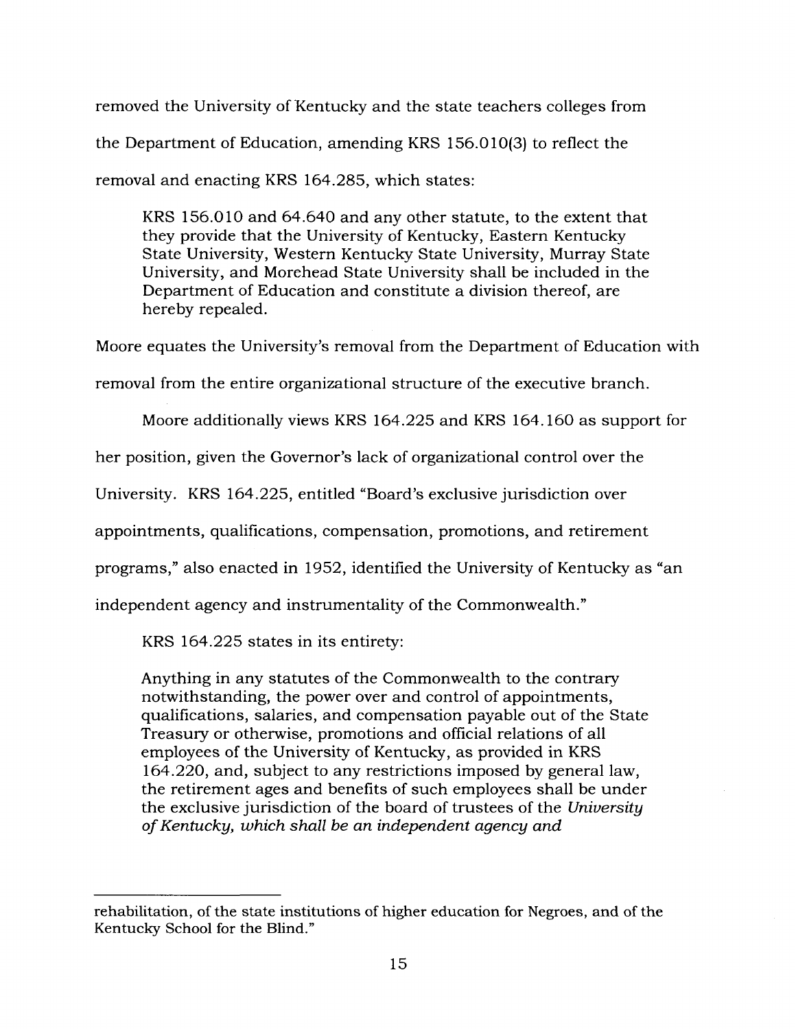removed the University of Kentucky and the state teachers colleges from the Department of Education, amending KRS 156.010(3) to reflect the removal and enacting KRS 164.285, which states:

> KRS 156.010 and 64.640 and any other statute, to the extent that they provide that the University of Kentucky, Eastern Kentucky State University, Western Kentucky State University, Murray State University, and Morehead State University shall be included in the Department of Education and constitute a division thereof, are hereby repealed.

Moore equates the University's removal from the Department of Education with removal from the entire organizational structure of the executive branch.

Moore additionally views KRS 164.225 and KRS 164.160 as support for her position, given the Governor's lack of organizational control over the University. KRS 164.225, entitled "Board's exclusive jurisdiction over appointments, qualifications, compensation, promotions, and retirement programs," also enacted in 1952, identified the University of Kentucky as "an independent agency and instrumentality of the Commonwealth."

KRS 164.225 states in its entirety:

> Anything in any statutes of the Commonwealth to the contrary notwithstanding, the power over and control of appointments, qualifications, salaries, and compensation payable out of the State Treasury or otherwise, promotions and official relations of all employees of the University of Kentucky, as provided in KRS 164.220, and, subject to any restrictions imposed by general law, the retirement ages and benefits of such employees shall be under the exclusive jurisdiction of the board of trustees of the *University of Kentucky, which shall be an independent agency and*

---

rehabilitation, of the state institutions of higher education for Negroes, and of the Kentucky School for the Blind."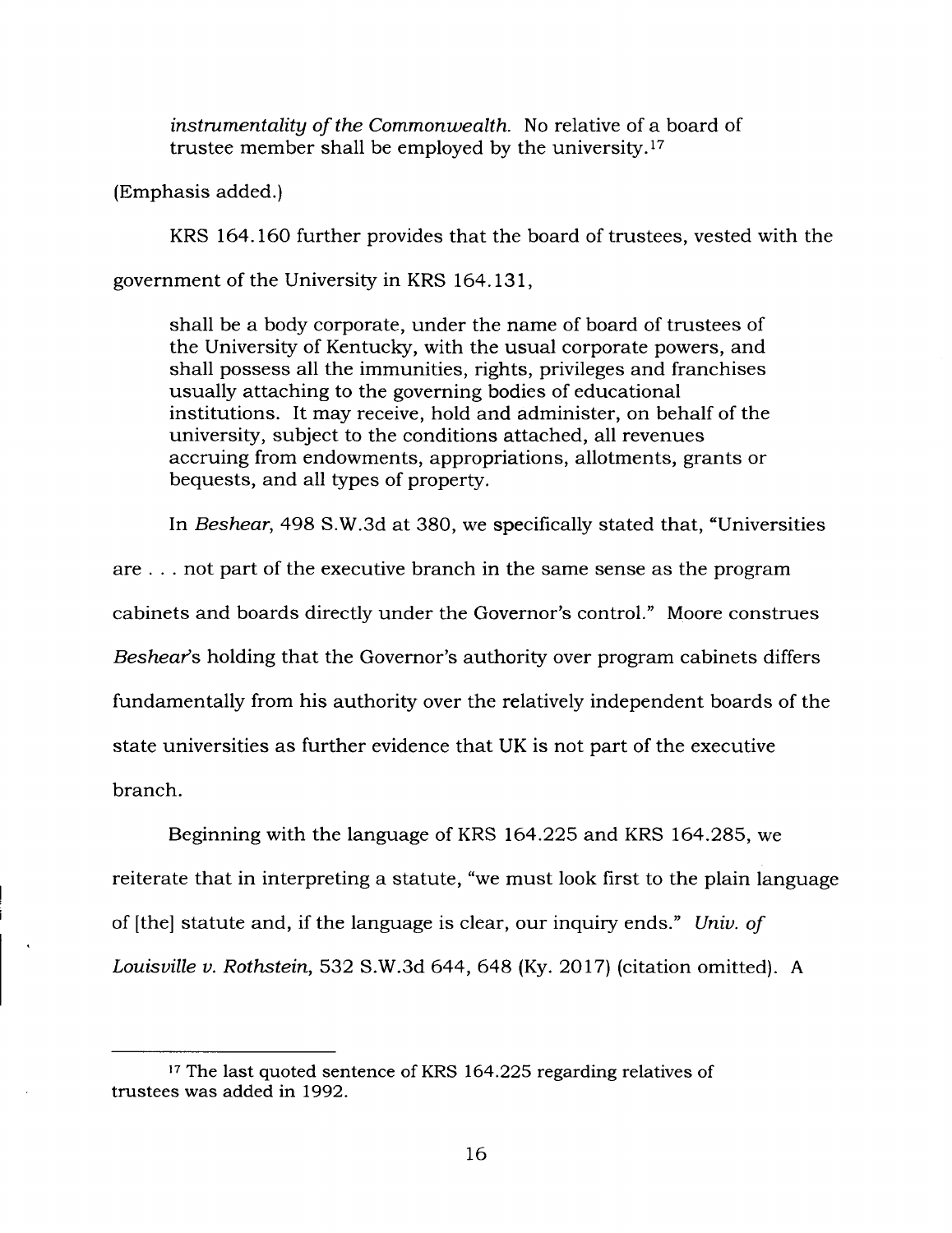> *instrumentality of the Commonwealth.* No relative of a board of trustee member shall be employed by the university.[17]

(Emphasis added.)

KRS 164.160 further provides that the board of trustees, vested with the government of the University in KRS 164.131,

> shall be a body corporate, under the name of board of trustees of the University of Kentucky, with the usual corporate powers, and shall possess all the immunities, rights, privileges and franchises usually attaching to the governing bodies of educational institutions. It may receive, hold and administer, on behalf of the university, subject to the conditions attached, all revenues accruing from endowments, appropriations, allotments, grants or bequests, and all types of property.

In *Beshear*, 498 S.W.3d at 380, we specifically stated that, "Universities are . . . not part of the executive branch in the same sense as the program cabinets and boards directly under the Governor's control." Moore construes *Beshear*'s holding that the Governor's authority over program cabinets differs fundamentally from his authority over the relatively independent boards of the state universities as further evidence that UK is not part of the executive branch.

Beginning with the language of KRS 164.225 and KRS 164.285, we reiterate that in interpreting a statute, "we must look first to the plain language of [the] statute and, if the language is clear, our inquiry ends." *Univ. of Louisville v. Rothstein*, 532 S.W.3d 644, 648 (Ky. 2017) (citation omitted). A

---

[17] The last quoted sentence of KRS 164.225 regarding relatives of trustees was added in 1992.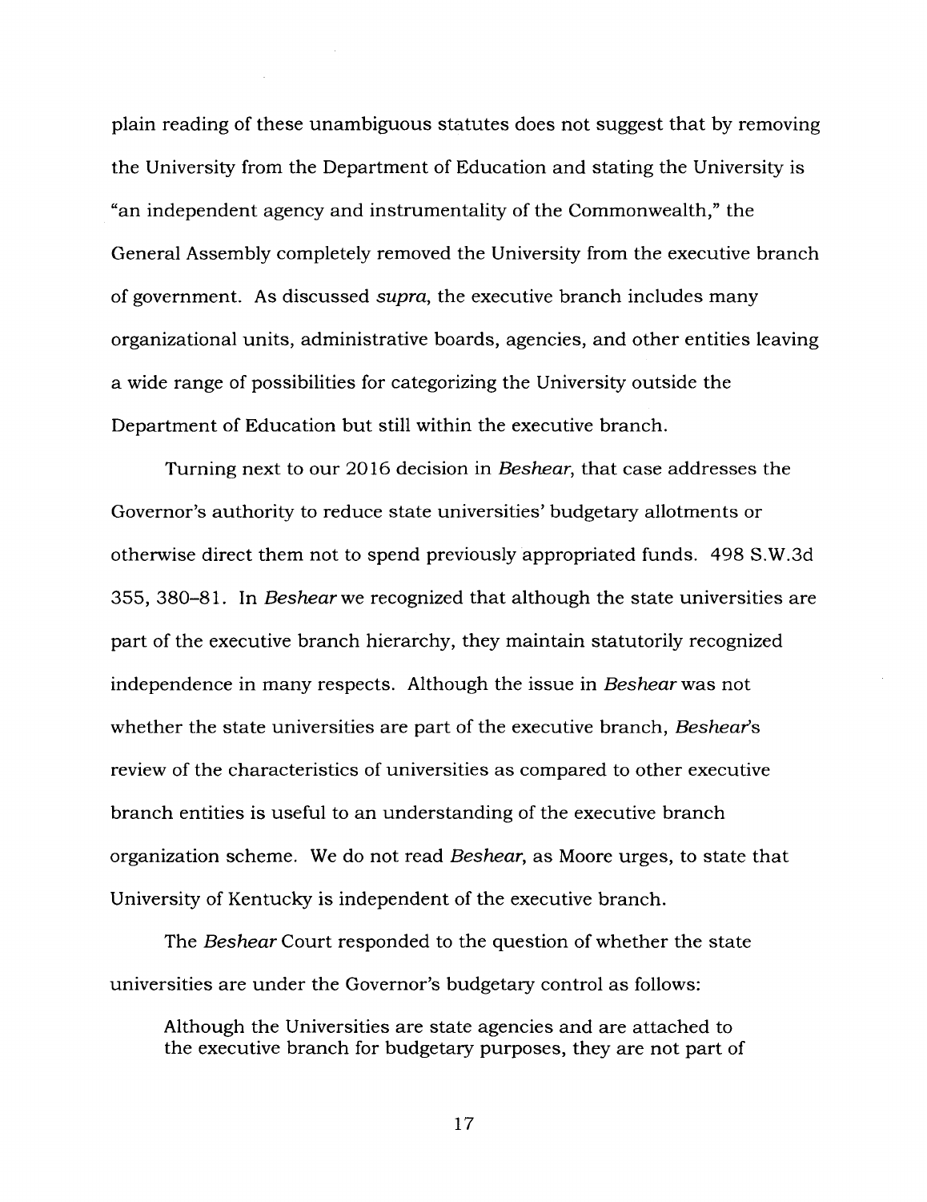plain reading of these unambiguous statutes does not suggest that by removing the University from the Department of Education and stating the University is "an independent agency and instrumentality of the Commonwealth," the General Assembly completely removed the University from the executive branch of government. As discussed *supra*, the executive branch includes many organizational units, administrative boards, agencies, and other entities leaving a wide range of possibilities for categorizing the University outside the Department of Education but still within the executive branch.

Turning next to our 2016 decision in *Beshear*, that case addresses the Governor's authority to reduce state universities' budgetary allotments or otherwise direct them not to spend previously appropriated funds. 498 S.W.3d 355, 380–81. In *Beshear* we recognized that although the state universities are part of the executive branch hierarchy, they maintain statutorily recognized independence in many respects. Although the issue in *Beshear* was not whether the state universities are part of the executive branch, *Beshear*'s review of the characteristics of universities as compared to other executive branch entities is useful to an understanding of the executive branch organization scheme. We do not read *Beshear*, as Moore urges, to state that University of Kentucky is independent of the executive branch.

The *Beshear* Court responded to the question of whether the state universities are under the Governor's budgetary control as follows:

> Although the Universities are state agencies and are attached to the executive branch for budgetary purposes, they are not part of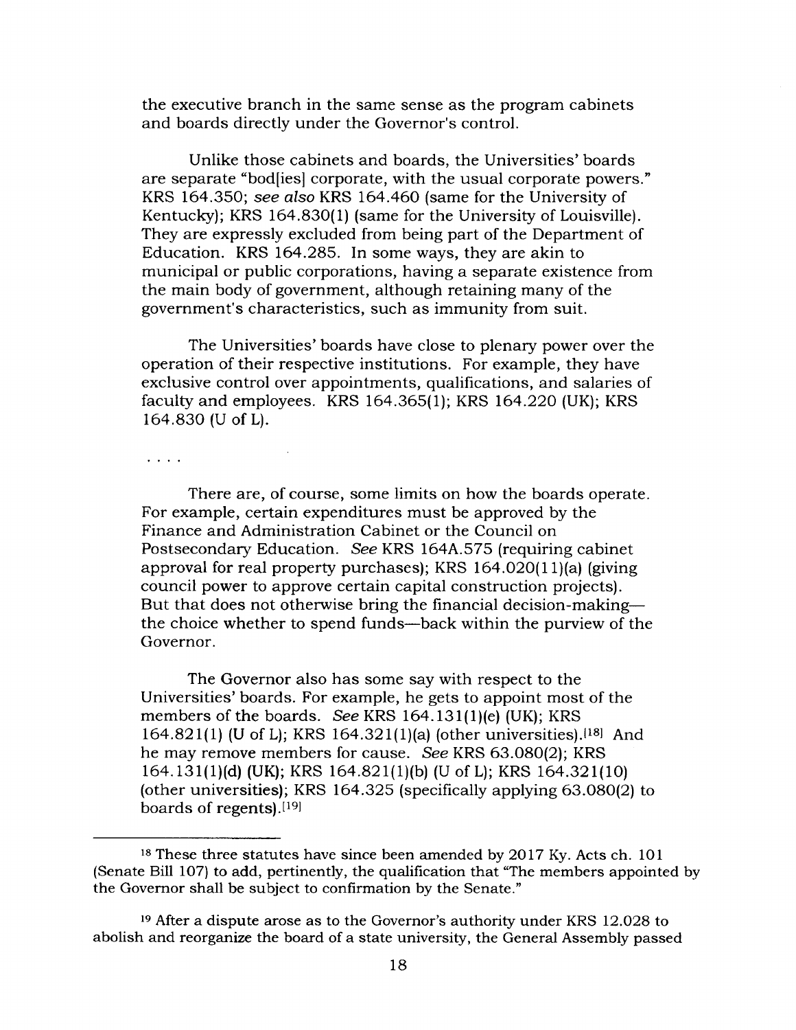the executive branch in the same sense as the program cabinets and boards directly under the Governor's control.

Unlike those cabinets and boards, the Universities' boards are separate "bod[ies] corporate, with the usual corporate powers." KRS 164.350; *see also* KRS 164.460 (same for the University of Kentucky); KRS 164.830(1) (same for the University of Louisville). They are expressly excluded from being part of the Department of Education. KRS 164.285. In some ways, they are akin to municipal or public corporations, having a separate existence from the main body of government, although retaining many of the government's characteristics, such as immunity from suit.

The Universities' boards have close to plenary power over the operation of their respective institutions. For example, they have exclusive control over appointments, qualifications, and salaries of faculty and employees. KRS 164.365(1); KRS 164.220 (UK); KRS 164.830 (U of L).

. . . .

There are, of course, some limits on how the boards operate. For example, certain expenditures must be approved by the Finance and Administration Cabinet or the Council on Postsecondary Education. *See* KRS 164A.575 (requiring cabinet approval for real property purchases); KRS 164.020(11)(a) (giving council power to approve certain capital construction projects). But that does not otherwise bring the financial decision-making—the choice whether to spend funds—back within the purview of the Governor.

The Governor also has some say with respect to the Universities' boards. For example, he gets to appoint most of the members of the boards. *See* KRS 164.131(1)(e) (UK); KRS 164.821(1) (U of L); KRS 164.321(1)(a) (other universities).[18] And he may remove members for cause. *See* KRS 63.080(2); KRS 164.131(1)(d) (UK); KRS 164.821(1)(b) (U of L); KRS 164.321(10) (other universities); KRS 164.325 (specifically applying 63.080(2) to boards of regents).[19]

---

[18] These three statutes have since been amended by 2017 Ky. Acts ch. 101 (Senate Bill 107) to add, pertinently, the qualification that "The members appointed by the Governor shall be subject to confirmation by the Senate."

[19] After a dispute arose as to the Governor's authority under KRS 12.028 to abolish and reorganize the board of a state university, the General Assembly passed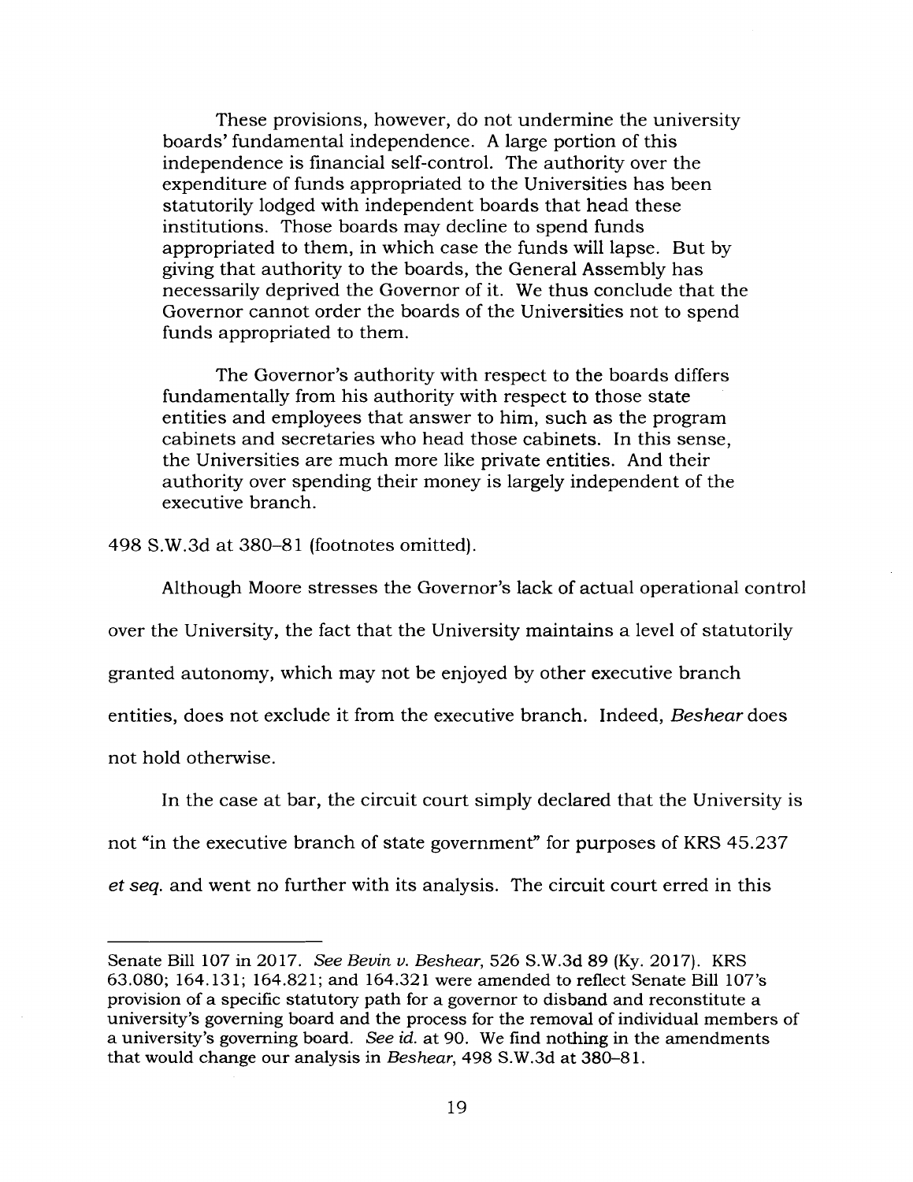> These provisions, however, do not undermine the university boards' fundamental independence. A large portion of this independence is financial self-control. The authority over the expenditure of funds appropriated to the Universities has been statutorily lodged with independent boards that head these institutions. Those boards may decline to spend funds appropriated to them, in which case the funds will lapse. But by giving that authority to the boards, the General Assembly has necessarily deprived the Governor of it. We thus conclude that the Governor cannot order the boards of the Universities not to spend funds appropriated to them.
>
> The Governor's authority with respect to the boards differs fundamentally from his authority with respect to those state entities and employees that answer to him, such as the program cabinets and secretaries who head those cabinets. In this sense, the Universities are much more like private entities. And their authority over spending their money is largely independent of the executive branch.

498 S.W.3d at 380–81 (footnotes omitted).

Although Moore stresses the Governor's lack of actual operational control over the University, the fact that the University maintains a level of statutorily granted autonomy, which may not be enjoyed by other executive branch entities, does not exclude it from the executive branch. Indeed, *Beshear* does not hold otherwise.

In the case at bar, the circuit court simply declared that the University is not "in the executive branch of state government" for purposes of KRS 45.237 *et seq.* and went no further with its analysis. The circuit court erred in this

---

Senate Bill 107 in 2017. *See Bevin v. Beshear*, 526 S.W.3d 89 (Ky. 2017). KRS 63.080; 164.131; 164.821; and 164.321 were amended to reflect Senate Bill 107's provision of a specific statutory path for a governor to disband and reconstitute a university's governing board and the process for the removal of individual members of a university's governing board. *See id.* at 90. We find nothing in the amendments that would change our analysis in *Beshear*, 498 S.W.3d at 380–81.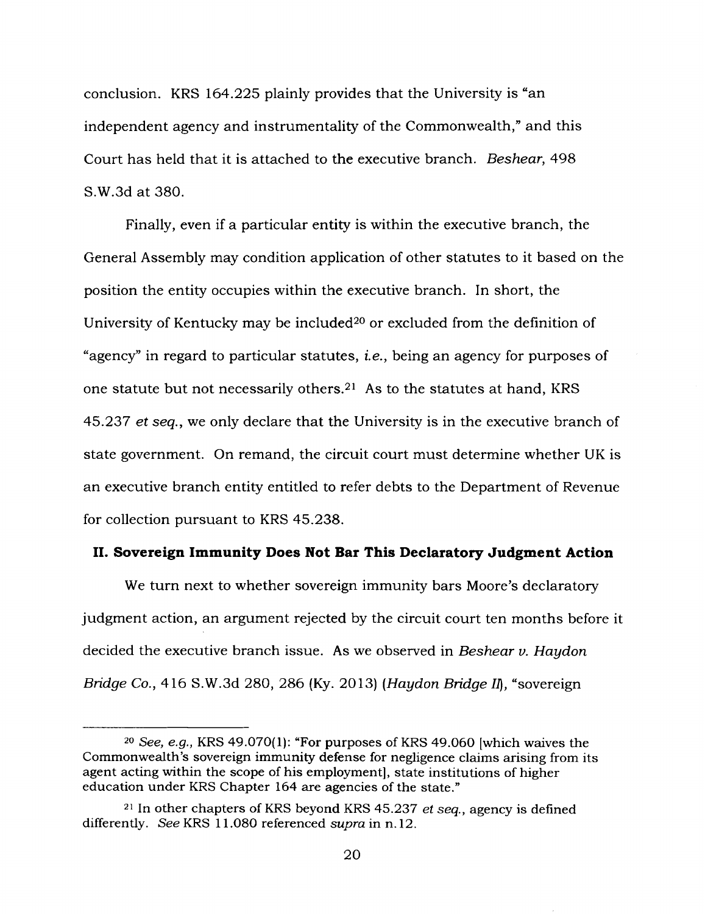conclusion. KRS 164.225 plainly provides that the University is "an independent agency and instrumentality of the Commonwealth," and this Court has held that it is attached to the executive branch. *Beshear*, 498 S.W.3d at 380.

Finally, even if a particular entity is within the executive branch, the General Assembly may condition application of other statutes to it based on the position the entity occupies within the executive branch. In short, the University of Kentucky may be included[20] or excluded from the definition of "agency" in regard to particular statutes, *i.e.*, being an agency for purposes of one statute but not necessarily others.[21] As to the statutes at hand, KRS 45.237 *et seq.*, we only declare that the University is in the executive branch of state government. On remand, the circuit court must determine whether UK is an executive branch entity entitled to refer debts to the Department of Revenue for collection pursuant to KRS 45.238.

## II. Sovereign Immunity Does Not Bar This Declaratory Judgment Action

We turn next to whether sovereign immunity bars Moore's declaratory judgment action, an argument rejected by the circuit court ten months before it decided the executive branch issue. As we observed in *Beshear v. Haydon Bridge Co.*, 416 S.W.3d 280, 286 (Ky. 2013) (*Haydon Bridge II*), "sovereign

---

[20] *See, e.g.*, KRS 49.070(1): "For purposes of KRS 49.060 [which waives the Commonwealth's sovereign immunity defense for negligence claims arising from its agent acting within the scope of his employment], state institutions of higher education under KRS Chapter 164 are agencies of the state."

[21] In other chapters of KRS beyond KRS 45.237 *et seq.*, agency is defined differently. *See* KRS 11.080 referenced *supra* in n.12.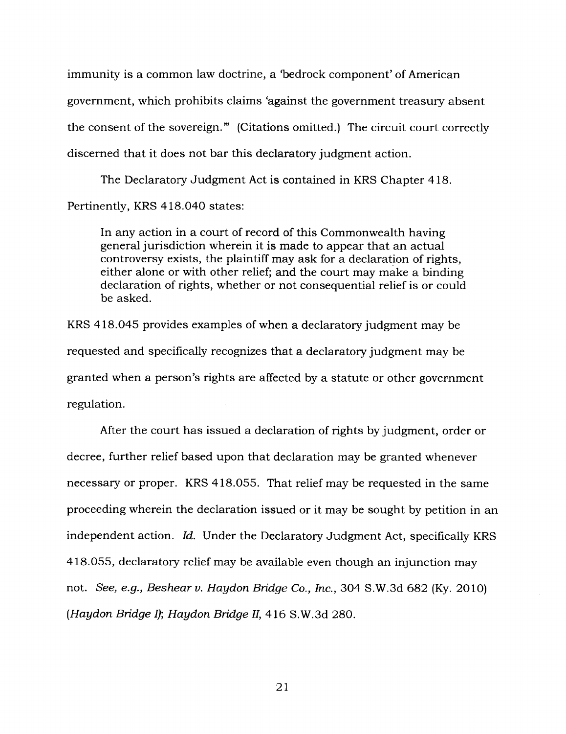immunity is a common law doctrine, a 'bedrock component' of American government, which prohibits claims 'against the government treasury absent the consent of the sovereign.'" (Citations omitted.) The circuit court correctly discerned that it does not bar this declaratory judgment action.

The Declaratory Judgment Act is contained in KRS Chapter 418. Pertinently, KRS 418.040 states:

> In any action in a court of record of this Commonwealth having general jurisdiction wherein it is made to appear that an actual controversy exists, the plaintiff may ask for a declaration of rights, either alone or with other relief; and the court may make a binding declaration of rights, whether or not consequential relief is or could be asked.

KRS 418.045 provides examples of when a declaratory judgment may be requested and specifically recognizes that a declaratory judgment may be granted when a person's rights are affected by a statute or other government regulation.

After the court has issued a declaration of rights by judgment, order or decree, further relief based upon that declaration may be granted whenever necessary or proper. KRS 418.055. That relief may be requested in the same proceeding wherein the declaration issued or it may be sought by petition in an independent action. *Id.* Under the Declaratory Judgment Act, specifically KRS 418.055, declaratory relief may be available even though an injunction may not. *See, e.g., Beshear v. Haydon Bridge Co., Inc.*, 304 S.W.3d 682 (Ky. 2010) (*Haydon Bridge I*); *Haydon Bridge II*, 416 S.W.3d 280.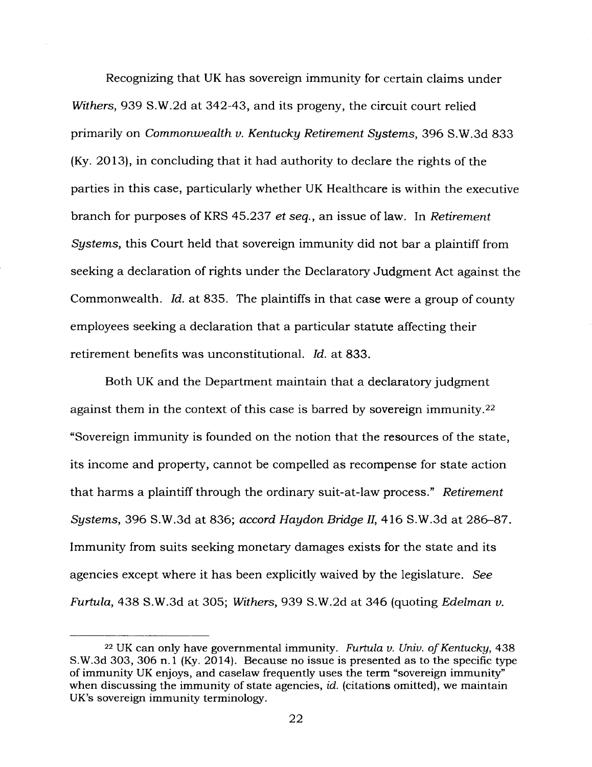Recognizing that UK has sovereign immunity for certain claims under *Withers*, 939 S.W.2d at 342-43, and its progeny, the circuit court relied primarily on *Commonwealth v. Kentucky Retirement Systems*, 396 S.W.3d 833 (Ky. 2013), in concluding that it had authority to declare the rights of the parties in this case, particularly whether UK Healthcare is within the executive branch for purposes of KRS 45.237 *et seq.*, an issue of law. In *Retirement Systems*, this Court held that sovereign immunity did not bar a plaintiff from seeking a declaration of rights under the Declaratory Judgment Act against the Commonwealth. *Id.* at 835. The plaintiffs in that case were a group of county employees seeking a declaration that a particular statute affecting their retirement benefits was unconstitutional. *Id.* at 833.

Both UK and the Department maintain that a declaratory judgment against them in the context of this case is barred by sovereign immunity.[22] "Sovereign immunity is founded on the notion that the resources of the state, its income and property, cannot be compelled as recompense for state action that harms a plaintiff through the ordinary suit-at-law process." *Retirement Systems*, 396 S.W.3d at 836; *accord Haydon Bridge II*, 416 S.W.3d at 286–87. Immunity from suits seeking monetary damages exists for the state and its agencies except where it has been explicitly waived by the legislature. *See Furtula*, 438 S.W.3d at 305; *Withers*, 939 S.W.2d at 346 (quoting *Edelman v.*

---

[22] UK can only have governmental immunity. *Furtula v. Univ. of Kentucky*, 438 S.W.3d 303, 306 n.1 (Ky. 2014). Because no issue is presented as to the specific type of immunity UK enjoys, and caselaw frequently uses the term "sovereign immunity" when discussing the immunity of state agencies, *id.* (citations omitted), we maintain UK's sovereign immunity terminology.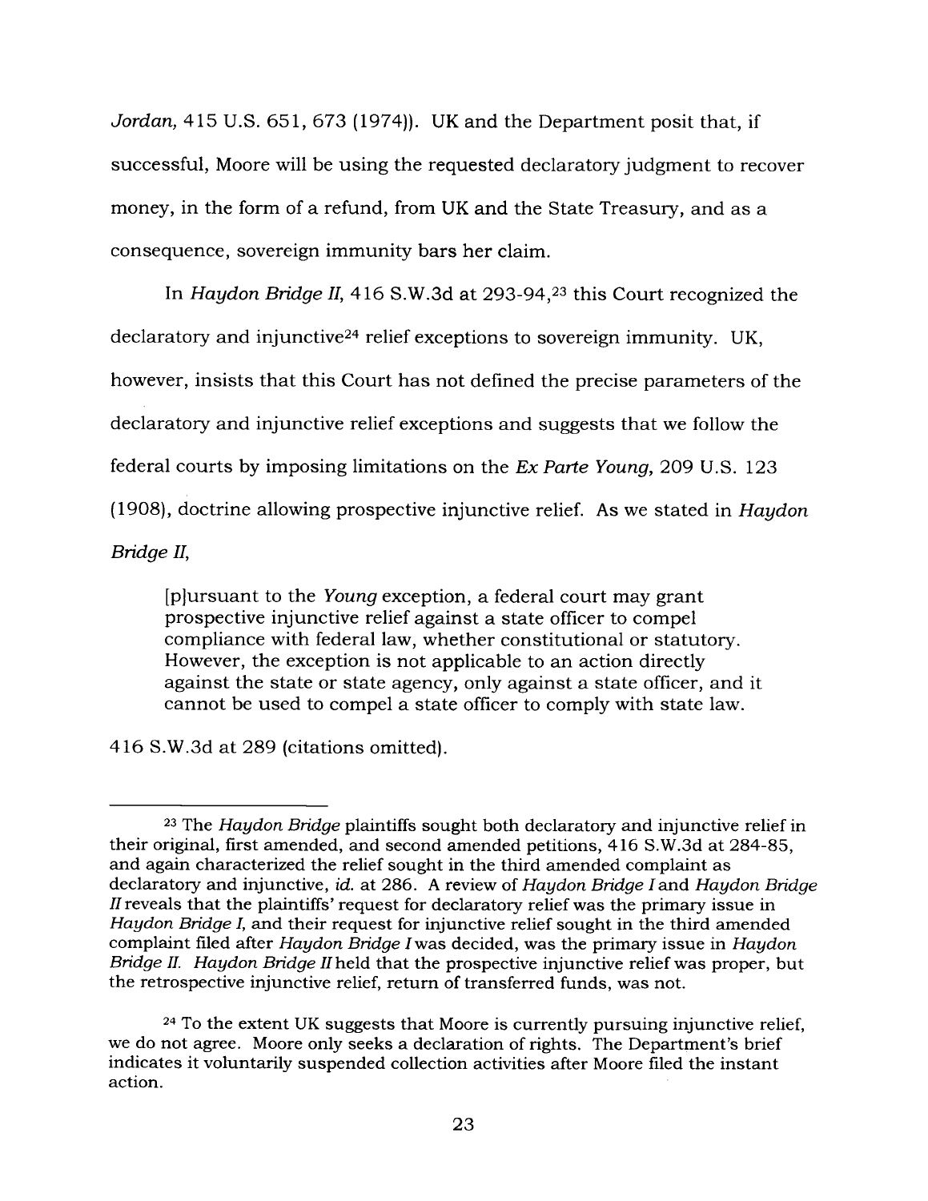*Jordan*, 415 U.S. 651, 673 (1974)). UK and the Department posit that, if successful, Moore will be using the requested declaratory judgment to recover money, in the form of a refund, from UK and the State Treasury, and as a consequence, sovereign immunity bars her claim.

In *Haydon Bridge II*, 416 S.W.3d at 293-94,[23] this Court recognized the declaratory and injunctive[24] relief exceptions to sovereign immunity. UK, however, insists that this Court has not defined the precise parameters of the declaratory and injunctive relief exceptions and suggests that we follow the federal courts by imposing limitations on the *Ex Parte Young*, 209 U.S. 123 (1908), doctrine allowing prospective injunctive relief. As we stated in *Haydon Bridge II*,

> [p]ursuant to the *Young* exception, a federal court may grant prospective injunctive relief against a state officer to compel compliance with federal law, whether constitutional or statutory. However, the exception is not applicable to an action directly against the state or state agency, only against a state officer, and it cannot be used to compel a state officer to comply with state law.

416 S.W.3d at 289 (citations omitted).

---

[23] The *Haydon Bridge* plaintiffs sought both declaratory and injunctive relief in their original, first amended, and second amended petitions, 416 S.W.3d at 284-85, and again characterized the relief sought in the third amended complaint as declaratory and injunctive, *id.* at 286. A review of *Haydon Bridge I* and *Haydon Bridge II* reveals that the plaintiffs' request for declaratory relief was the primary issue in *Haydon Bridge I*, and their request for injunctive relief sought in the third amended complaint filed after *Haydon Bridge I* was decided, was the primary issue in *Haydon Bridge II*. *Haydon Bridge II* held that the prospective injunctive relief was proper, but the retrospective injunctive relief, return of transferred funds, was not.

[24] To the extent UK suggests that Moore is currently pursuing injunctive relief, we do not agree. Moore only seeks a declaration of rights. The Department's brief indicates it voluntarily suspended collection activities after Moore filed the instant action.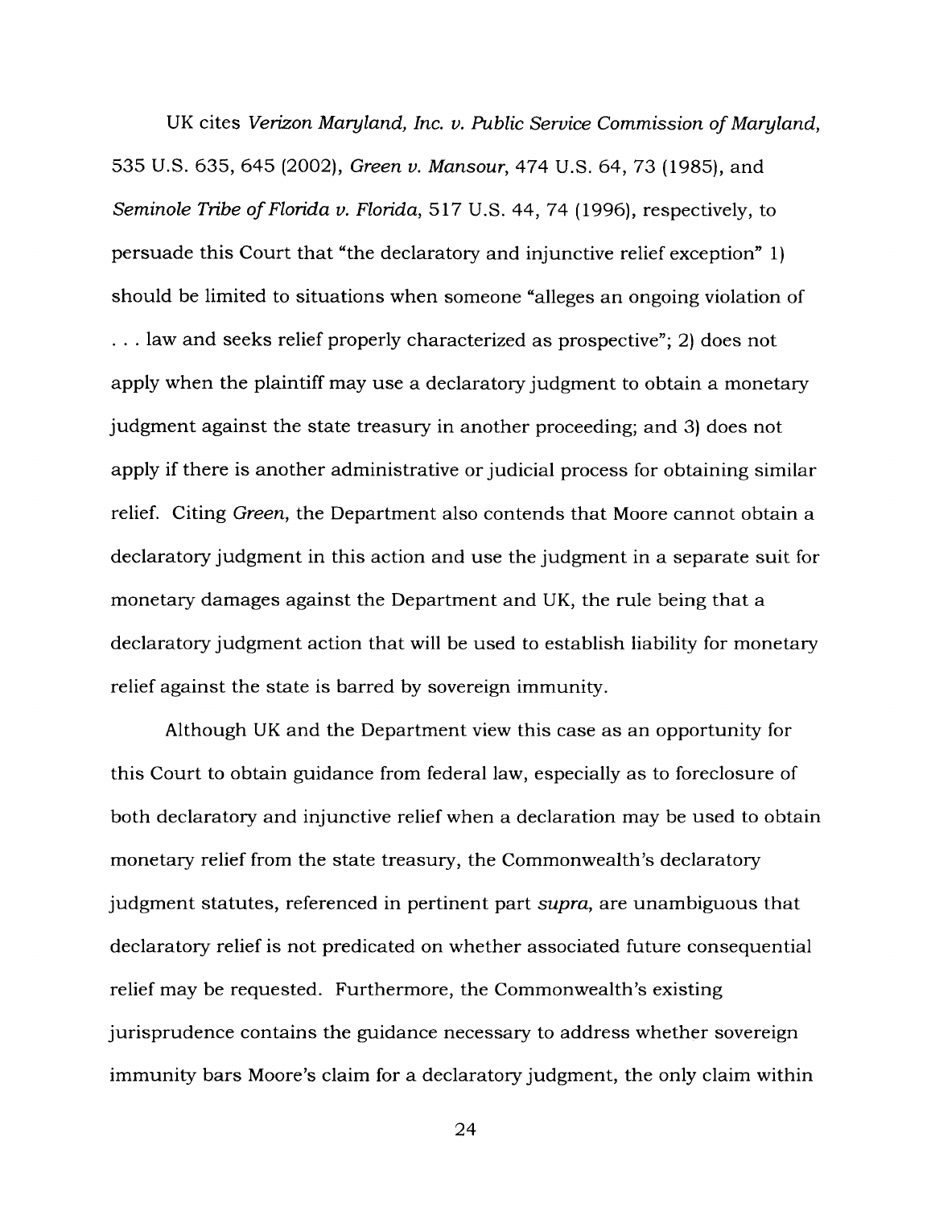UK cites *Verizon Maryland, Inc. v. Public Service Commission of Maryland*, 535 U.S. 635, 645 (2002), *Green v. Mansour*, 474 U.S. 64, 73 (1985), and *Seminole Tribe of Florida v. Florida*, 517 U.S. 44, 74 (1996), respectively, to persuade this Court that "the declaratory and injunctive relief exception" 1) should be limited to situations when someone "alleges an ongoing violation of . . . law and seeks relief properly characterized as prospective"; 2) does not apply when the plaintiff may use a declaratory judgment to obtain a monetary judgment against the state treasury in another proceeding; and 3) does not apply if there is another administrative or judicial process for obtaining similar relief. Citing *Green*, the Department also contends that Moore cannot obtain a declaratory judgment in this action and use the judgment in a separate suit for monetary damages against the Department and UK, the rule being that a declaratory judgment action that will be used to establish liability for monetary relief against the state is barred by sovereign immunity.

Although UK and the Department view this case as an opportunity for this Court to obtain guidance from federal law, especially as to foreclosure of both declaratory and injunctive relief when a declaration may be used to obtain monetary relief from the state treasury, the Commonwealth's declaratory judgment statutes, referenced in pertinent part *supra*, are unambiguous that declaratory relief is not predicated on whether associated future consequential relief may be requested. Furthermore, the Commonwealth's existing jurisprudence contains the guidance necessary to address whether sovereign immunity bars Moore's claim for a declaratory judgment, the only claim within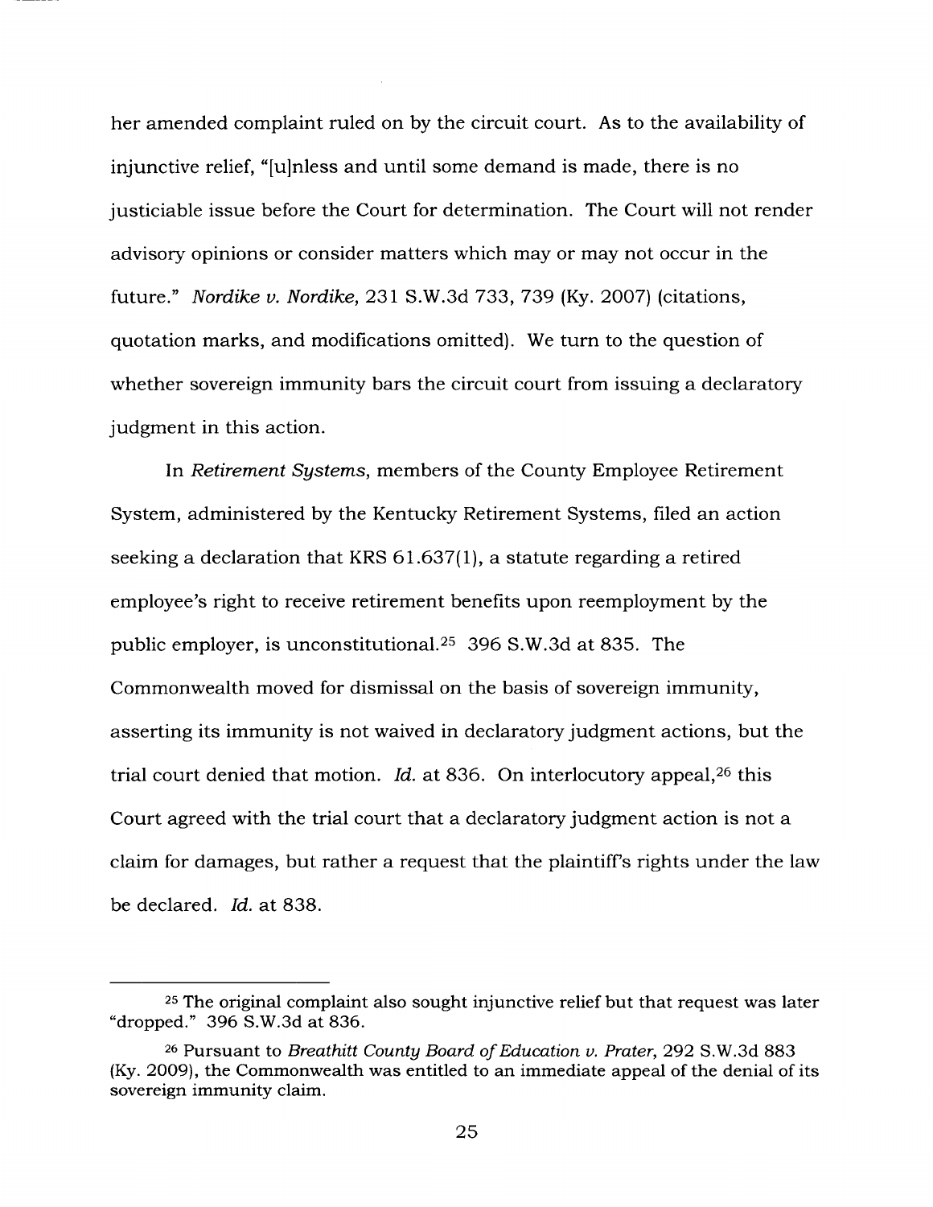her amended complaint ruled on by the circuit court. As to the availability of injunctive relief, "[u]nless and until some demand is made, there is no justiciable issue before the Court for determination. The Court will not render advisory opinions or consider matters which may or may not occur in the future." *Nordike v. Nordike*, 231 S.W.3d 733, 739 (Ky. 2007) (citations, quotation marks, and modifications omitted). We turn to the question of whether sovereign immunity bars the circuit court from issuing a declaratory judgment in this action.

In *Retirement Systems*, members of the County Employee Retirement System, administered by the Kentucky Retirement Systems, filed an action seeking a declaration that KRS 61.637(1), a statute regarding a retired employee's right to receive retirement benefits upon reemployment by the public employer, is unconstitutional.[25] 396 S.W.3d at 835. The Commonwealth moved for dismissal on the basis of sovereign immunity, asserting its immunity is not waived in declaratory judgment actions, but the trial court denied that motion. *Id.* at 836. On interlocutory appeal,[26] this Court agreed with the trial court that a declaratory judgment action is not a claim for damages, but rather a request that the plaintiff's rights under the law be declared. *Id.* at 838.

---

[25] The original complaint also sought injunctive relief but that request was later "dropped." 396 S.W.3d at 836.

[26] Pursuant to *Breathitt County Board of Education v. Prater*, 292 S.W.3d 883 (Ky. 2009), the Commonwealth was entitled to an immediate appeal of the denial of its sovereign immunity claim.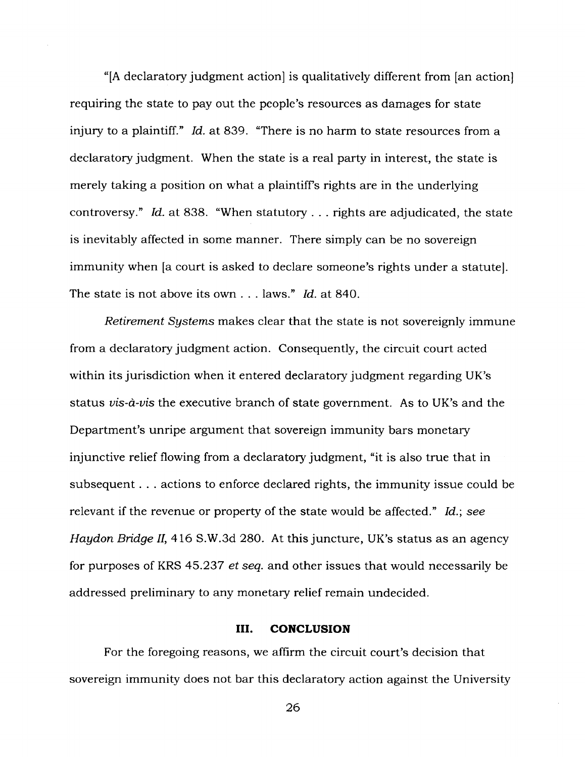"[A declaratory judgment action] is qualitatively different from [an action] requiring the state to pay out the people's resources as damages for state injury to a plaintiff." *Id.* at 839. "There is no harm to state resources from a declaratory judgment. When the state is a real party in interest, the state is merely taking a position on what a plaintiff's rights are in the underlying controversy." *Id.* at 838. "When statutory . . . rights are adjudicated, the state is inevitably affected in some manner. There simply can be no sovereign immunity when [a court is asked to declare someone's rights under a statute]. The state is not above its own . . . laws." *Id.* at 840.

*Retirement Systems* makes clear that the state is not sovereignly immune from a declaratory judgment action. Consequently, the circuit court acted within its jurisdiction when it entered declaratory judgment regarding UK's status *vis-à-vis* the executive branch of state government. As to UK's and the Department's unripe argument that sovereign immunity bars monetary injunctive relief flowing from a declaratory judgment, "it is also true that in subsequent . . . actions to enforce declared rights, the immunity issue could be relevant if the revenue or property of the state would be affected." *Id.*; *see Haydon Bridge II*, 416 S.W.3d 280. At this juncture, UK's status as an agency for purposes of KRS 45.237 *et seq.* and other issues that would necessarily be addressed preliminary to any monetary relief remain undecided.

## III. CONCLUSION

For the foregoing reasons, we affirm the circuit court's decision that sovereign immunity does not bar this declaratory action against the University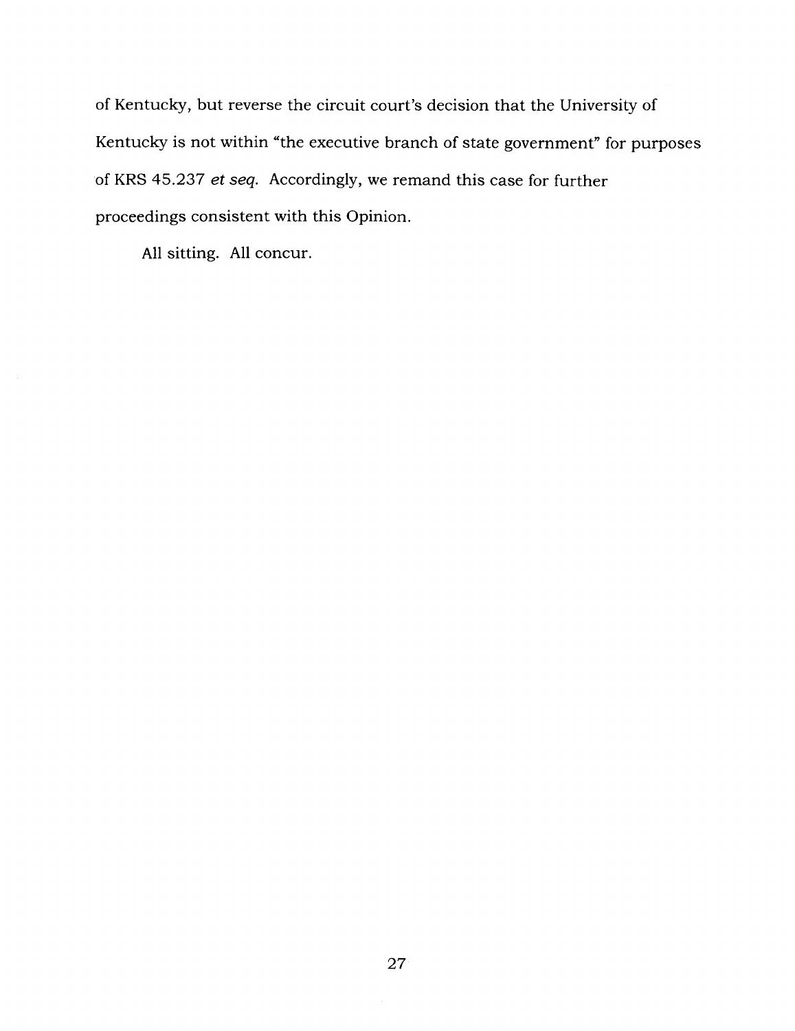of Kentucky, but reverse the circuit court's decision that the University of Kentucky is not within "the executive branch of state government" for purposes of KRS 45.237 *et seq.* Accordingly, we remand this case for further proceedings consistent with this Opinion.

All sitting. All concur.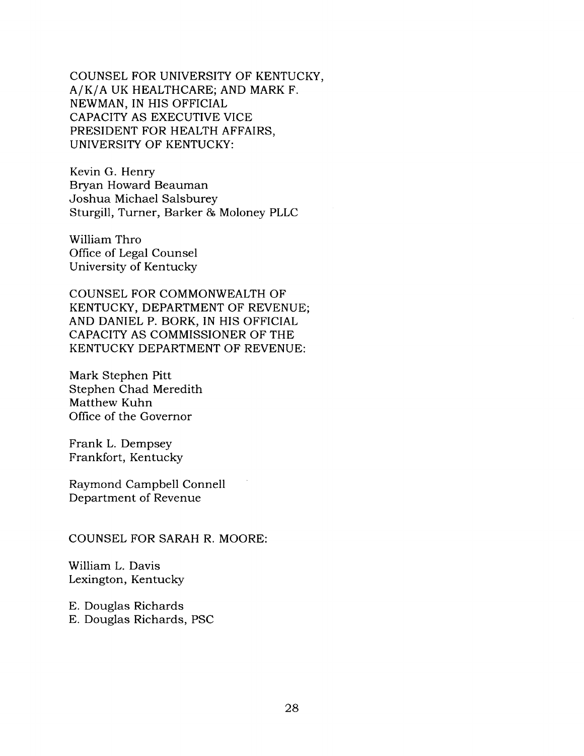COUNSEL FOR UNIVERSITY OF KENTUCKY, A/K/A UK HEALTHCARE; AND MARK F. NEWMAN, IN HIS OFFICIAL CAPACITY AS EXECUTIVE VICE PRESIDENT FOR HEALTH AFFAIRS, UNIVERSITY OF KENTUCKY:

Kevin G. Henry
Bryan Howard Beauman
Joshua Michael Salsburey
Sturgill, Turner, Barker & Moloney PLLC

William Thro
Office of Legal Counsel
University of Kentucky

COUNSEL FOR COMMONWEALTH OF KENTUCKY, DEPARTMENT OF REVENUE; AND DANIEL P. BORK, IN HIS OFFICIAL CAPACITY AS COMMISSIONER OF THE KENTUCKY DEPARTMENT OF REVENUE:

Mark Stephen Pitt
Stephen Chad Meredith
Matthew Kuhn
Office of the Governor

Frank L. Dempsey
Frankfort, Kentucky

Raymond Campbell Connell
Department of Revenue

COUNSEL FOR SARAH R. MOORE:

William L. Davis
Lexington, Kentucky

E. Douglas Richards
E. Douglas Richards, PSC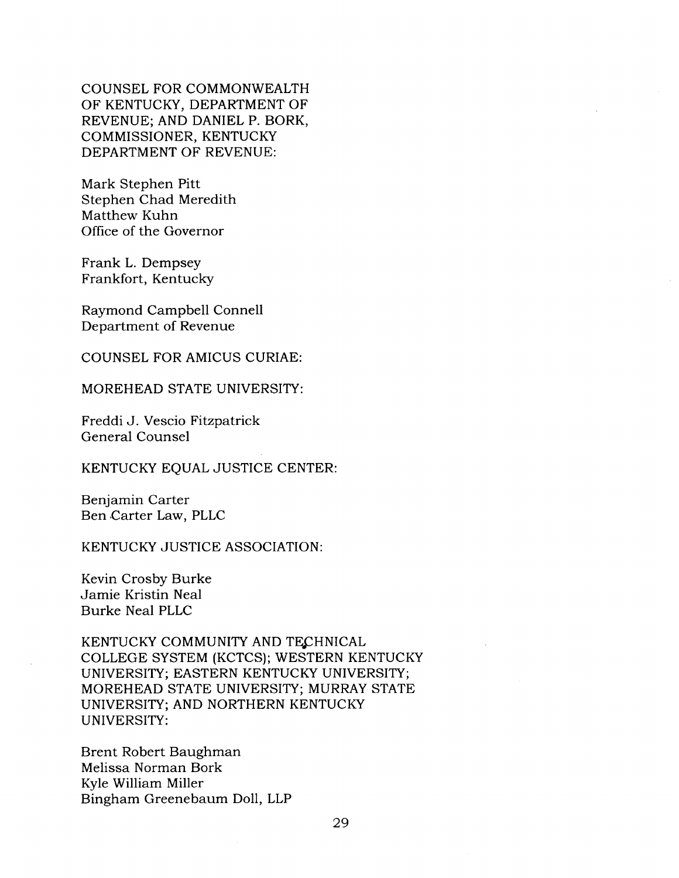COUNSEL FOR COMMONWEALTH OF KENTUCKY, DEPARTMENT OF REVENUE; AND DANIEL P. BORK, COMMISSIONER, KENTUCKY DEPARTMENT OF REVENUE:

Mark Stephen Pitt
Stephen Chad Meredith
Matthew Kuhn
Office of the Governor

Frank L. Dempsey
Frankfort, Kentucky

Raymond Campbell Connell
Department of Revenue

COUNSEL FOR AMICUS CURIAE:

MOREHEAD STATE UNIVERSITY:

Freddi J. Vescio Fitzpatrick
General Counsel

KENTUCKY EQUAL JUSTICE CENTER:

Benjamin Carter
Ben Carter Law, PLLC

KENTUCKY JUSTICE ASSOCIATION:

Kevin Crosby Burke
Jamie Kristin Neal
Burke Neal PLLC

KENTUCKY COMMUNITY AND TECHNICAL COLLEGE SYSTEM (KCTCS); WESTERN KENTUCKY UNIVERSITY; EASTERN KENTUCKY UNIVERSITY; MOREHEAD STATE UNIVERSITY; MURRAY STATE UNIVERSITY; AND NORTHERN KENTUCKY UNIVERSITY:

Brent Robert Baughman
Melissa Norman Bork
Kyle William Miller
Bingham Greenebaum Doll, LLP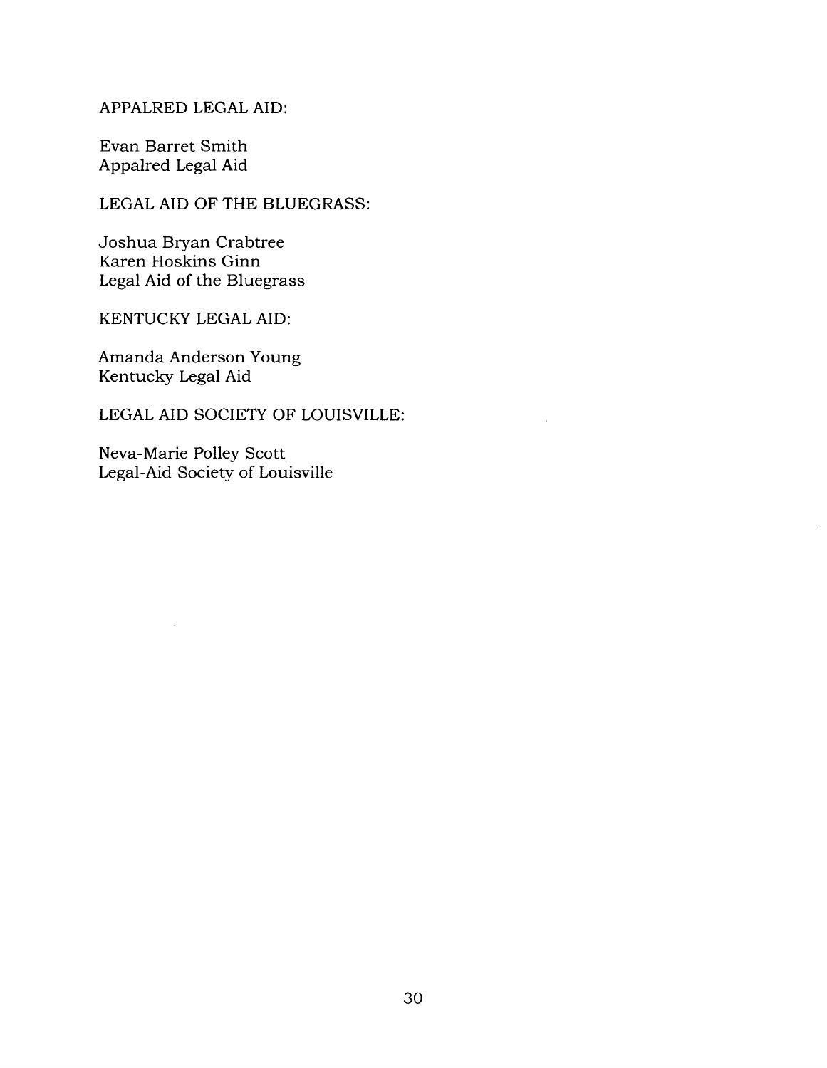APPALRED LEGAL AID:

Evan Barret Smith
Appalred Legal Aid

LEGAL AID OF THE BLUEGRASS:

Joshua Bryan Crabtree
Karen Hoskins Ginn
Legal Aid of the Bluegrass

KENTUCKY LEGAL AID:

Amanda Anderson Young
Kentucky Legal Aid

LEGAL AID SOCIETY OF LOUISVILLE:

Neva-Marie Polley Scott
Legal-Aid Society of Louisville